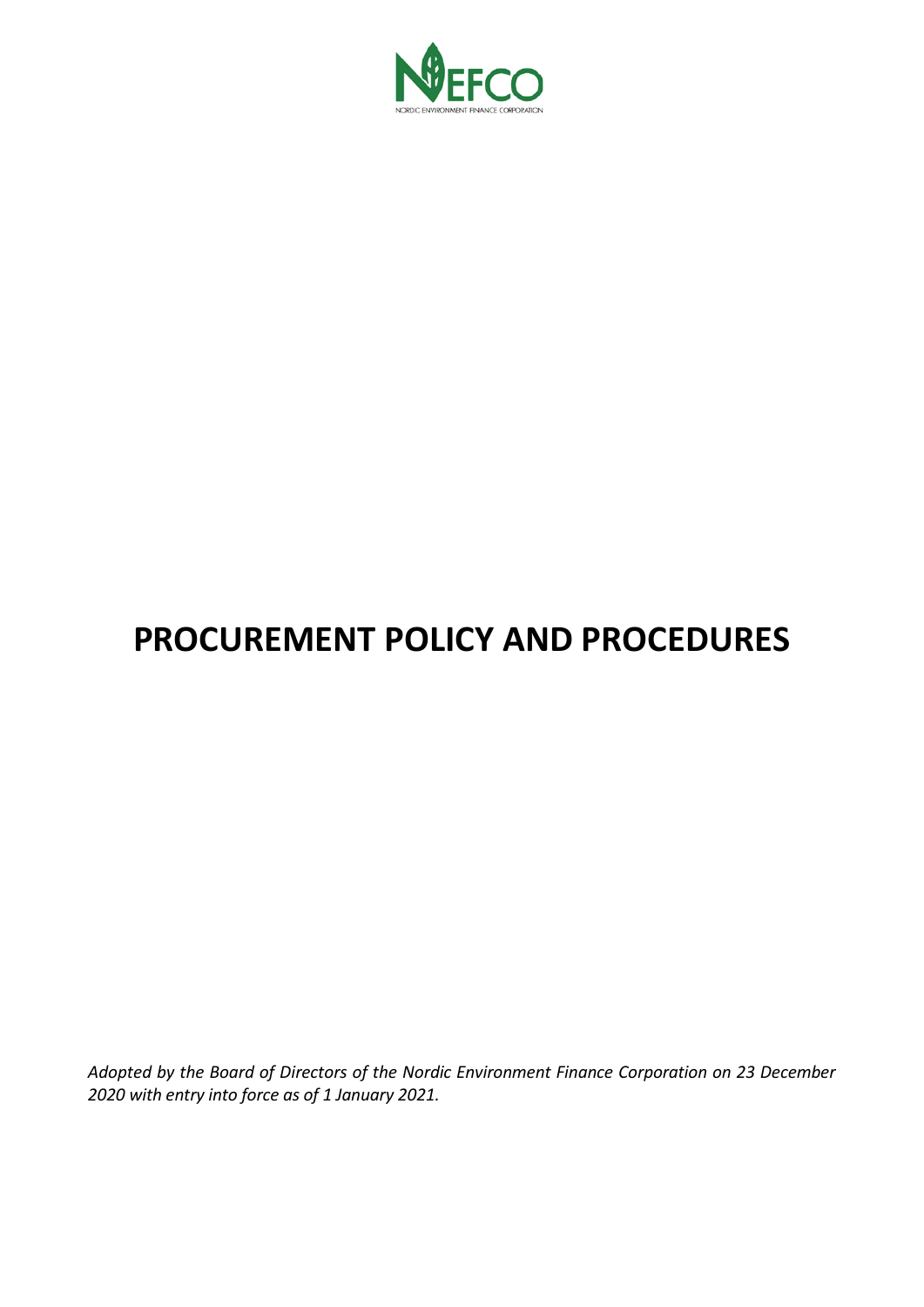NEFCO

NORDIC ENVIRONMENT FINANCE CORPORATION

# PROCUREMENT POLICY AND PROCEDURES

*Adopted by the Board of Directors of the Nordic Environment Finance Corporation on 23 December 2020 with entry into force as of 1 January 2021.*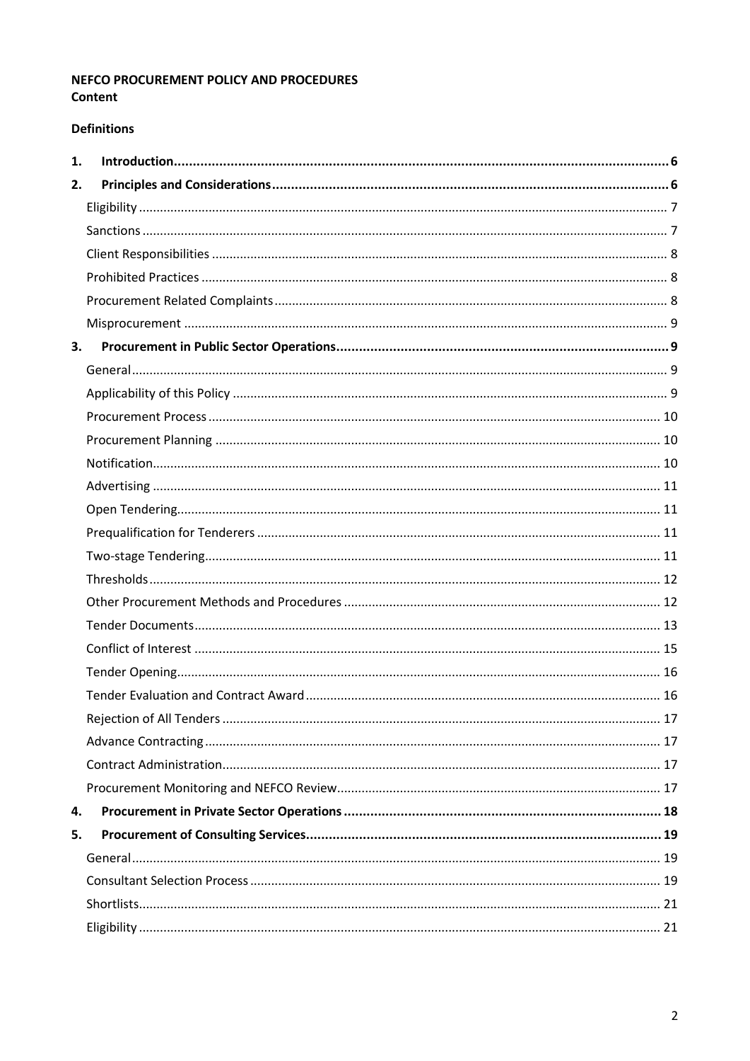**NEFCO PROCUREMENT POLICY AND PROCEDURES**
**Content**

**Definitions**

1. **Introduction** .......... 6
2. **Principles and Considerations** .......... 6
   - Eligibility .......... 7
   - Sanctions .......... 7
   - Client Responsibilities .......... 8
   - Prohibited Practices .......... 8
   - Procurement Related Complaints .......... 8
   - Misprocurement .......... 9
3. **Procurement in Public Sector Operations** .......... 9
   - General .......... 9
   - Applicability of this Policy .......... 9
   - Procurement Process .......... 10
   - Procurement Planning .......... 10
   - Notification .......... 10
   - Advertising .......... 11
   - Open Tendering .......... 11
   - Prequalification for Tenderers .......... 11
   - Two-stage Tendering .......... 11
   - Thresholds .......... 12
   - Other Procurement Methods and Procedures .......... 12
   - Tender Documents .......... 13
   - Conflict of Interest .......... 15
   - Tender Opening .......... 16
   - Tender Evaluation and Contract Award .......... 16
   - Rejection of All Tenders .......... 17
   - Advance Contracting .......... 17
   - Contract Administration .......... 17
   - Procurement Monitoring and NEFCO Review .......... 17
4. **Procurement in Private Sector Operations** .......... 18
5. **Procurement of Consulting Services** .......... 19
   - General .......... 19
   - Consultant Selection Process .......... 19
   - Shortlists .......... 21
   - Eligibility .......... 21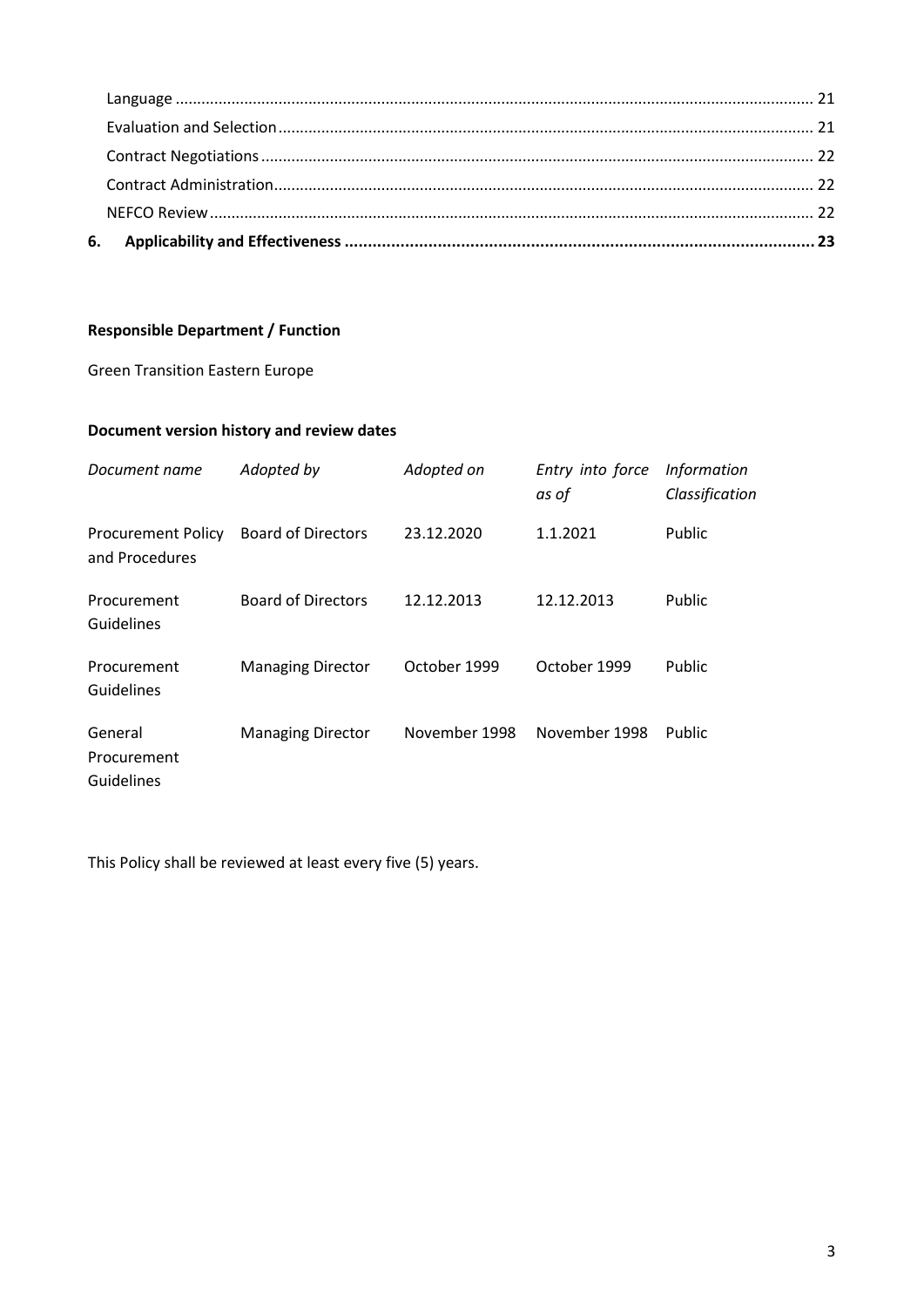Language ... 21
Evaluation and Selection ... 21
Contract Negotiations ... 22
Contract Administration ... 22
NEFCO Review ... 22

**6. Applicability and Effectiveness ... 23**

**Responsible Department / Function**

Green Transition Eastern Europe

**Document version history and review dates**

| *Document name* | *Adopted by* | *Adopted on* | *Entry into force as of* | *Information Classification* |
|---|---|---|---|---|
| Procurement Policy and Procedures | Board of Directors | 23.12.2020 | 1.1.2021 | Public |
| Procurement Guidelines | Board of Directors | 12.12.2013 | 12.12.2013 | Public |
| Procurement Guidelines | Managing Director | October 1999 | October 1999 | Public |
| General Procurement Guidelines | Managing Director | November 1998 | November 1998 | Public |

This Policy shall be reviewed at least every five (5) years.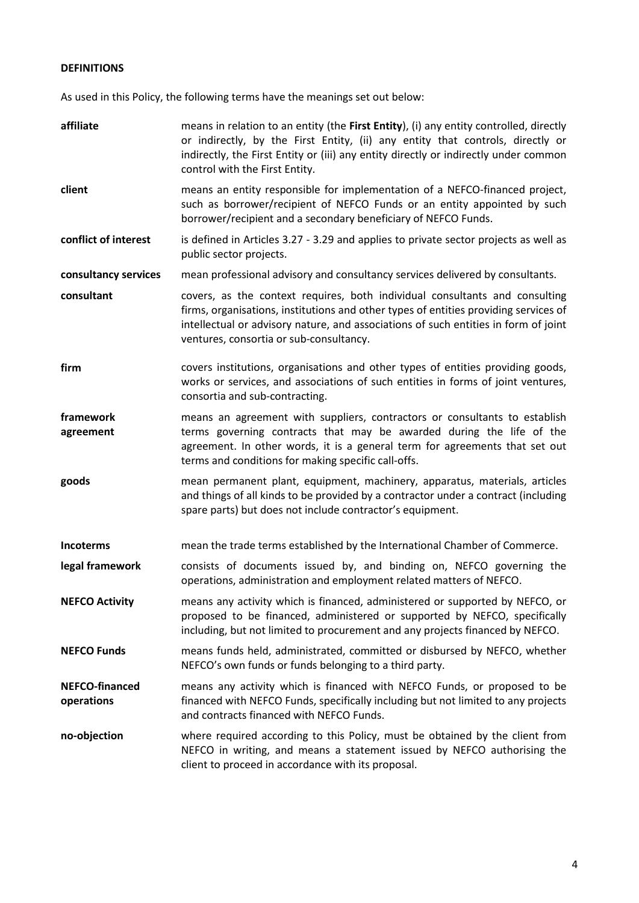**DEFINITIONS**

As used in this Policy, the following terms have the meanings set out below:

| | |
|---|---|
| **affiliate** | means in relation to an entity (the **First Entity**), (i) any entity controlled, directly or indirectly, by the First Entity, (ii) any entity that controls, directly or indirectly, the First Entity or (iii) any entity directly or indirectly under common control with the First Entity. |
| **client** | means an entity responsible for implementation of a NEFCO-financed project, such as borrower/recipient of NEFCO Funds or an entity appointed by such borrower/recipient and a secondary beneficiary of NEFCO Funds. |
| **conflict of interest** | is defined in Articles 3.27 - 3.29 and applies to private sector projects as well as public sector projects. |
| **consultancy services** | mean professional advisory and consultancy services delivered by consultants. |
| **consultant** | covers, as the context requires, both individual consultants and consulting firms, organisations, institutions and other types of entities providing services of intellectual or advisory nature, and associations of such entities in form of joint ventures, consortia or sub-consultancy. |
| **firm** | covers institutions, organisations and other types of entities providing goods, works or services, and associations of such entities in forms of joint ventures, consortia and sub-contracting. |
| **framework agreement** | means an agreement with suppliers, contractors or consultants to establish terms governing contracts that may be awarded during the life of the agreement. In other words, it is a general term for agreements that set out terms and conditions for making specific call-offs. |
| **goods** | mean permanent plant, equipment, machinery, apparatus, materials, articles and things of all kinds to be provided by a contractor under a contract (including spare parts) but does not include contractor's equipment. |
| **Incoterms** | mean the trade terms established by the International Chamber of Commerce. |
| **legal framework** | consists of documents issued by, and binding on, NEFCO governing the operations, administration and employment related matters of NEFCO. |
| **NEFCO Activity** | means any activity which is financed, administered or supported by NEFCO, or proposed to be financed, administered or supported by NEFCO, specifically including, but not limited to procurement and any projects financed by NEFCO. |
| **NEFCO Funds** | means funds held, administrated, committed or disbursed by NEFCO, whether NEFCO's own funds or funds belonging to a third party. |
| **NEFCO-financed operations** | means any activity which is financed with NEFCO Funds, or proposed to be financed with NEFCO Funds, specifically including but not limited to any projects and contracts financed with NEFCO Funds. |
| **no-objection** | where required according to this Policy, must be obtained by the client from NEFCO in writing, and means a statement issued by NEFCO authorising the client to proceed in accordance with its proposal. |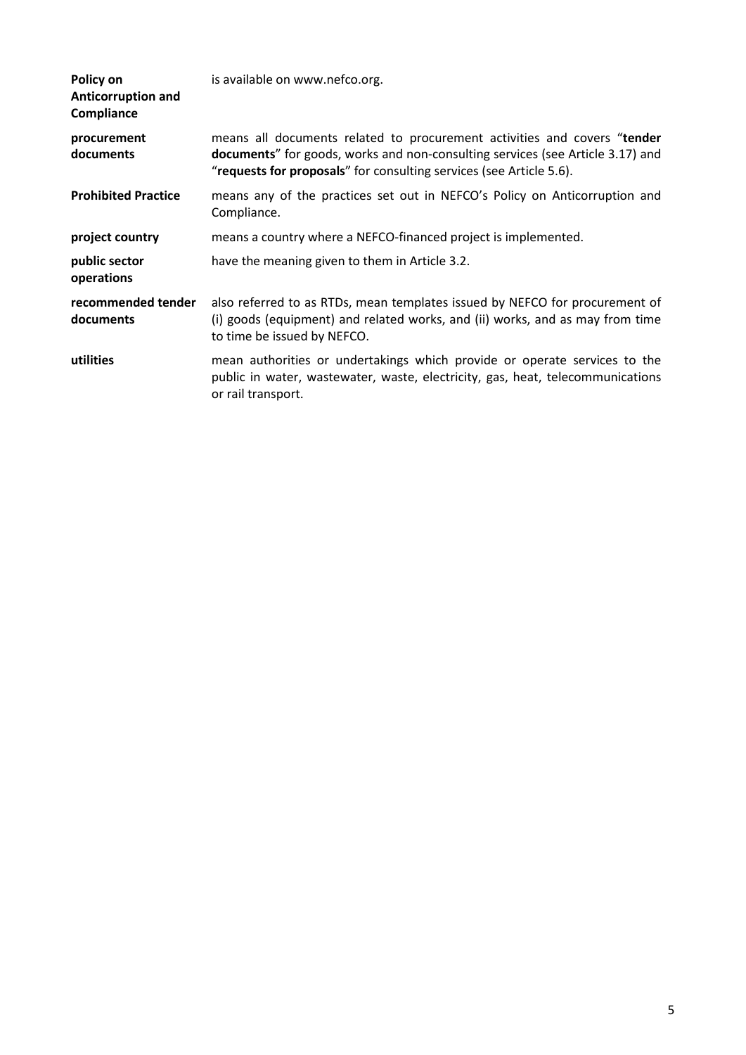**Policy on Anticorruption and Compliance** is available on www.nefco.org.

**procurement documents** means all documents related to procurement activities and covers "**tender documents**" for goods, works and non-consulting services (see Article 3.17) and "**requests for proposals**" for consulting services (see Article 5.6).

**Prohibited Practice** means any of the practices set out in NEFCO's Policy on Anticorruption and Compliance.

**project country** means a country where a NEFCO-financed project is implemented.

**public sector operations** have the meaning given to them in Article 3.2.

**recommended tender documents** also referred to as RTDs, mean templates issued by NEFCO for procurement of (i) goods (equipment) and related works, and (ii) works, and as may from time to time be issued by NEFCO.

**utilities** mean authorities or undertakings which provide or operate services to the public in water, wastewater, waste, electricity, gas, heat, telecommunications or rail transport.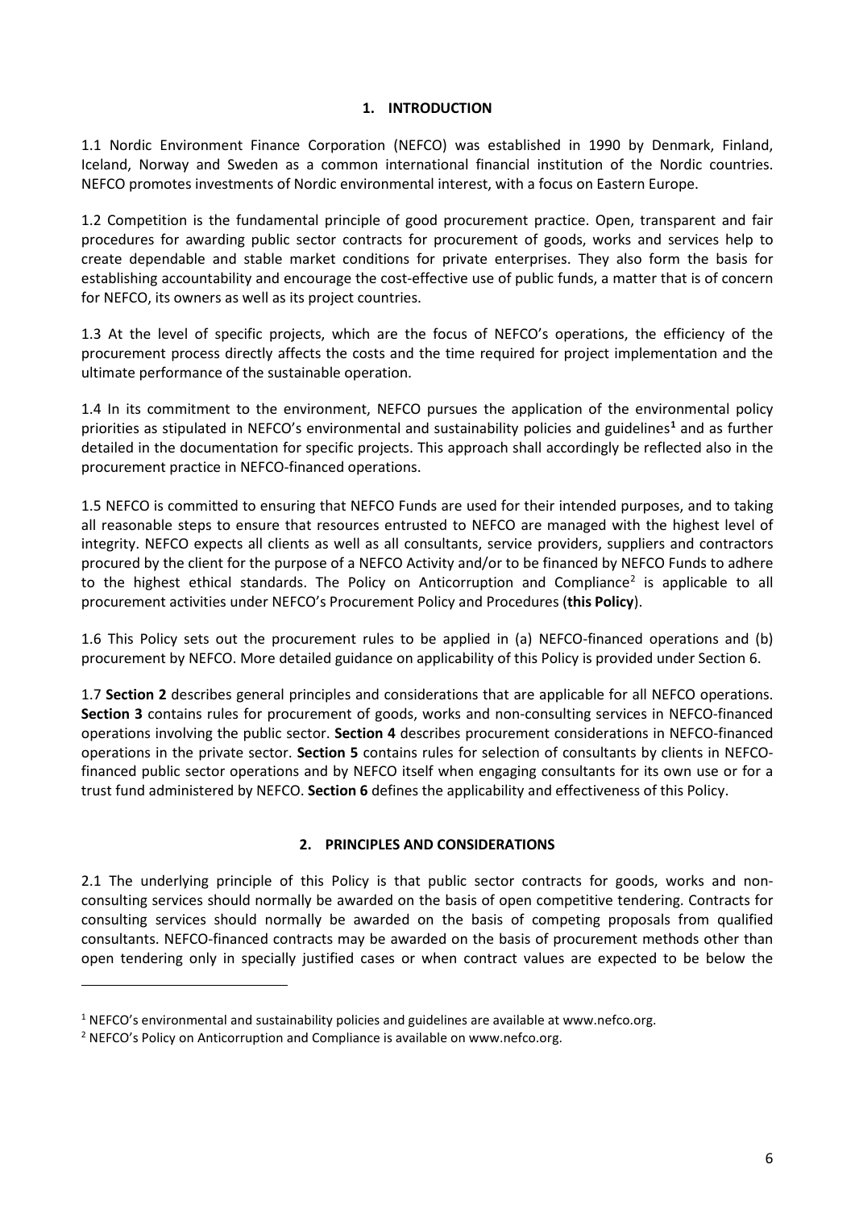## 1. INTRODUCTION

1.1 Nordic Environment Finance Corporation (NEFCO) was established in 1990 by Denmark, Finland, Iceland, Norway and Sweden as a common international financial institution of the Nordic countries. NEFCO promotes investments of Nordic environmental interest, with a focus on Eastern Europe.

1.2 Competition is the fundamental principle of good procurement practice. Open, transparent and fair procedures for awarding public sector contracts for procurement of goods, works and services help to create dependable and stable market conditions for private enterprises. They also form the basis for establishing accountability and encourage the cost-effective use of public funds, a matter that is of concern for NEFCO, its owners as well as its project countries.

1.3 At the level of specific projects, which are the focus of NEFCO's operations, the efficiency of the procurement process directly affects the costs and the time required for project implementation and the ultimate performance of the sustainable operation.

1.4 In its commitment to the environment, NEFCO pursues the application of the environmental policy priorities as stipulated in NEFCO's environmental and sustainability policies and guidelines[1] and as further detailed in the documentation for specific projects. This approach shall accordingly be reflected also in the procurement practice in NEFCO-financed operations.

1.5 NEFCO is committed to ensuring that NEFCO Funds are used for their intended purposes, and to taking all reasonable steps to ensure that resources entrusted to NEFCO are managed with the highest level of integrity. NEFCO expects all clients as well as all consultants, service providers, suppliers and contractors procured by the client for the purpose of a NEFCO Activity and/or to be financed by NEFCO Funds to adhere to the highest ethical standards. The Policy on Anticorruption and Compliance[2] is applicable to all procurement activities under NEFCO's Procurement Policy and Procedures (**this Policy**).

1.6 This Policy sets out the procurement rules to be applied in (a) NEFCO-financed operations and (b) procurement by NEFCO. More detailed guidance on applicability of this Policy is provided under Section 6.

1.7 **Section 2** describes general principles and considerations that are applicable for all NEFCO operations. **Section 3** contains rules for procurement of goods, works and non-consulting services in NEFCO-financed operations involving the public sector. **Section 4** describes procurement considerations in NEFCO-financed operations in the private sector. **Section 5** contains rules for selection of consultants by clients in NEFCO-financed public sector operations and by NEFCO itself when engaging consultants for its own use or for a trust fund administered by NEFCO. **Section 6** defines the applicability and effectiveness of this Policy.

## 2. PRINCIPLES AND CONSIDERATIONS

2.1 The underlying principle of this Policy is that public sector contracts for goods, works and non-consulting services should normally be awarded on the basis of open competitive tendering. Contracts for consulting services should normally be awarded on the basis of competing proposals from qualified consultants. NEFCO-financed contracts may be awarded on the basis of procurement methods other than open tendering only in specially justified cases or when contract values are expected to be below the

---

[1] NEFCO's environmental and sustainability policies and guidelines are available at www.nefco.org.

[2] NEFCO's Policy on Anticorruption and Compliance is available on www.nefco.org.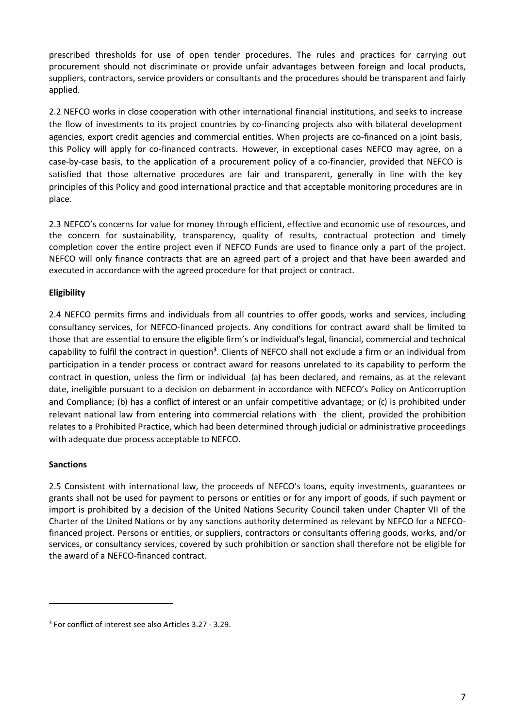prescribed thresholds for use of open tender procedures. The rules and practices for carrying out procurement should not discriminate or provide unfair advantages between foreign and local products, suppliers, contractors, service providers or consultants and the procedures should be transparent and fairly applied.

2.2 NEFCO works in close cooperation with other international financial institutions, and seeks to increase the flow of investments to its project countries by co-financing projects also with bilateral development agencies, export credit agencies and commercial entities. When projects are co-financed on a joint basis, this Policy will apply for co-financed contracts. However, in exceptional cases NEFCO may agree, on a case-by-case basis, to the application of a procurement policy of a co-financier, provided that NEFCO is satisfied that those alternative procedures are fair and transparent, generally in line with the key principles of this Policy and good international practice and that acceptable monitoring procedures are in place.

2.3 NEFCO's concerns for value for money through efficient, effective and economic use of resources, and the concern for sustainability, transparency, quality of results, contractual protection and timely completion cover the entire project even if NEFCO Funds are used to finance only a part of the project. NEFCO will only finance contracts that are an agreed part of a project and that have been awarded and executed in accordance with the agreed procedure for that project or contract.

**Eligibility**

2.4 NEFCO permits firms and individuals from all countries to offer goods, works and services, including consultancy services, for NEFCO-financed projects. Any conditions for contract award shall be limited to those that are essential to ensure the eligible firm's or individual's legal, financial, commercial and technical capability to fulfil the contract in question[3]. Clients of NEFCO shall not exclude a firm or an individual from participation in a tender process or contract award for reasons unrelated to its capability to perform the contract in question, unless the firm or individual (a) has been declared, and remains, as at the relevant date, ineligible pursuant to a decision on debarment in accordance with NEFCO's Policy on Anticorruption and Compliance; (b) has a conflict of interest or an unfair competitive advantage; or (c) is prohibited under relevant national law from entering into commercial relations with the client, provided the prohibition relates to a Prohibited Practice, which had been determined through judicial or administrative proceedings with adequate due process acceptable to NEFCO.

**Sanctions**

2.5 Consistent with international law, the proceeds of NEFCO's loans, equity investments, guarantees or grants shall not be used for payment to persons or entities or for any import of goods, if such payment or import is prohibited by a decision of the United Nations Security Council taken under Chapter VII of the Charter of the United Nations or by any sanctions authority determined as relevant by NEFCO for a NEFCO-financed project. Persons or entities, or suppliers, contractors or consultants offering goods, works, and/or services, or consultancy services, covered by such prohibition or sanction shall therefore not be eligible for the award of a NEFCO-financed contract.

---

[3] For conflict of interest see also Articles 3.27 - 3.29.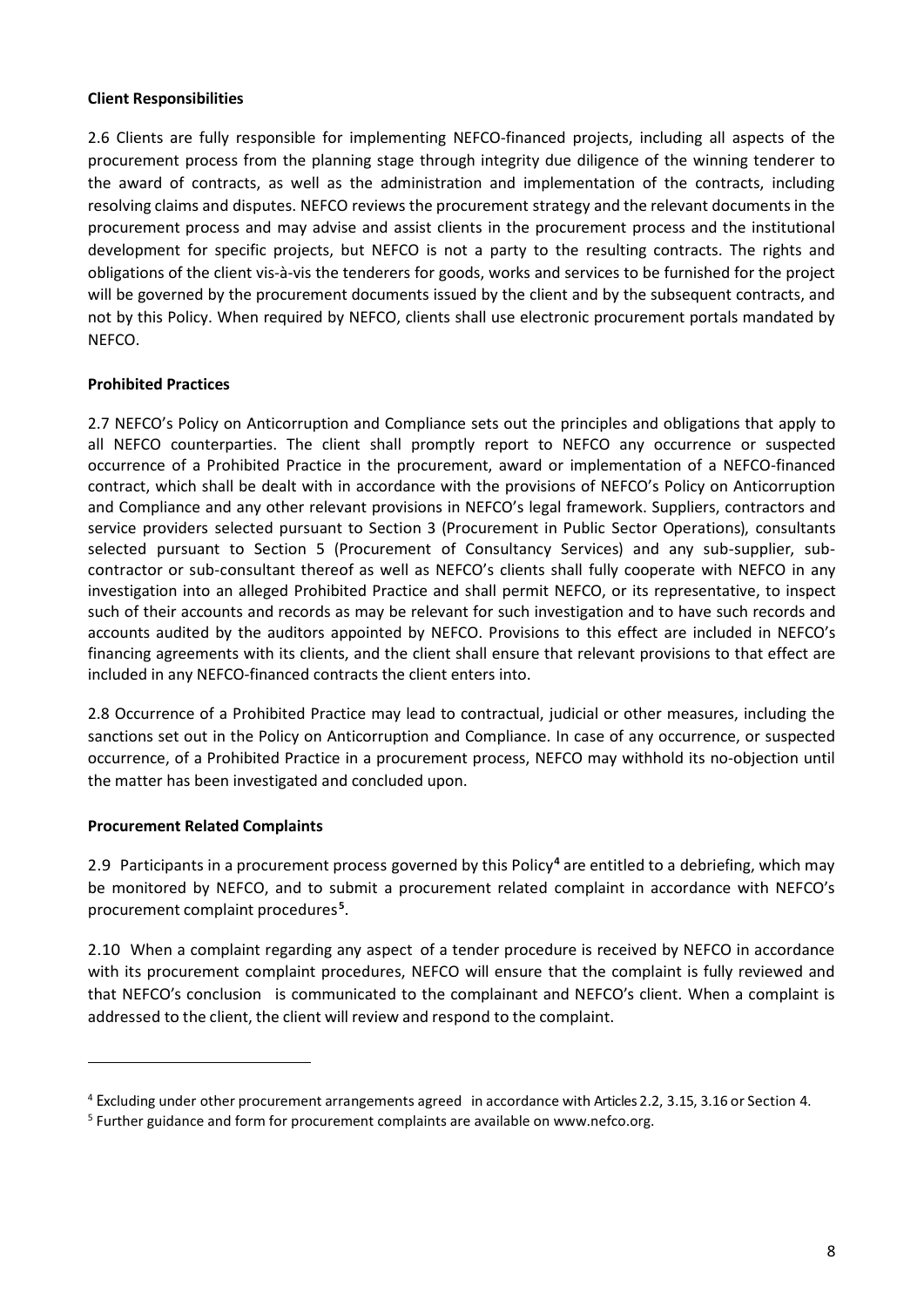**Client Responsibilities**

2.6 Clients are fully responsible for implementing NEFCO-financed projects, including all aspects of the procurement process from the planning stage through integrity due diligence of the winning tenderer to the award of contracts, as well as the administration and implementation of the contracts, including resolving claims and disputes. NEFCO reviews the procurement strategy and the relevant documents in the procurement process and may advise and assist clients in the procurement process and the institutional development for specific projects, but NEFCO is not a party to the resulting contracts. The rights and obligations of the client vis-à-vis the tenderers for goods, works and services to be furnished for the project will be governed by the procurement documents issued by the client and by the subsequent contracts, and not by this Policy. When required by NEFCO, clients shall use electronic procurement portals mandated by NEFCO.

**Prohibited Practices**

2.7 NEFCO's Policy on Anticorruption and Compliance sets out the principles and obligations that apply to all NEFCO counterparties. The client shall promptly report to NEFCO any occurrence or suspected occurrence of a Prohibited Practice in the procurement, award or implementation of a NEFCO-financed contract, which shall be dealt with in accordance with the provisions of NEFCO's Policy on Anticorruption and Compliance and any other relevant provisions in NEFCO's legal framework. Suppliers, contractors and service providers selected pursuant to Section 3 (Procurement in Public Sector Operations), consultants selected pursuant to Section 5 (Procurement of Consultancy Services) and any sub-supplier, sub-contractor or sub-consultant thereof as well as NEFCO's clients shall fully cooperate with NEFCO in any investigation into an alleged Prohibited Practice and shall permit NEFCO, or its representative, to inspect such of their accounts and records as may be relevant for such investigation and to have such records and accounts audited by the auditors appointed by NEFCO. Provisions to this effect are included in NEFCO's financing agreements with its clients, and the client shall ensure that relevant provisions to that effect are included in any NEFCO-financed contracts the client enters into.

2.8 Occurrence of a Prohibited Practice may lead to contractual, judicial or other measures, including the sanctions set out in the Policy on Anticorruption and Compliance. In case of any occurrence, or suspected occurrence, of a Prohibited Practice in a procurement process, NEFCO may withhold its no-objection until the matter has been investigated and concluded upon.

**Procurement Related Complaints**

2.9 Participants in a procurement process governed by this Policy[4] are entitled to a debriefing, which may be monitored by NEFCO, and to submit a procurement related complaint in accordance with NEFCO's procurement complaint procedures[5].

2.10 When a complaint regarding any aspect of a tender procedure is received by NEFCO in accordance with its procurement complaint procedures, NEFCO will ensure that the complaint is fully reviewed and that NEFCO's conclusion is communicated to the complainant and NEFCO's client. When a complaint is addressed to the client, the client will review and respond to the complaint.

---

[4] Excluding under other procurement arrangements agreed in accordance with Articles 2.2, 3.15, 3.16 or Section 4.

[5] Further guidance and form for procurement complaints are available on www.nefco.org.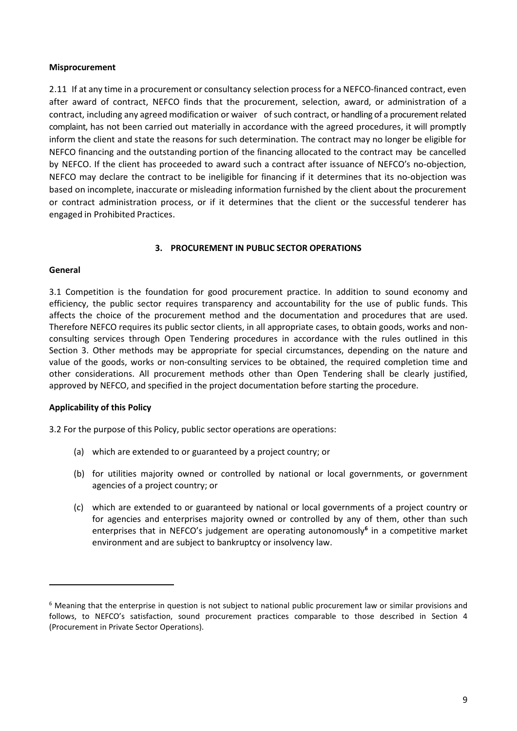**Misprocurement**

2.11 If at any time in a procurement or consultancy selection process for a NEFCO-financed contract, even after award of contract, NEFCO finds that the procurement, selection, award, or administration of a contract, including any agreed modification or waiver of such contract, or handling of a procurement related complaint, has not been carried out materially in accordance with the agreed procedures, it will promptly inform the client and state the reasons for such determination. The contract may no longer be eligible for NEFCO financing and the outstanding portion of the financing allocated to the contract may be cancelled by NEFCO. If the client has proceeded to award such a contract after issuance of NEFCO's no-objection, NEFCO may declare the contract to be ineligible for financing if it determines that its no-objection was based on incomplete, inaccurate or misleading information furnished by the client about the procurement or contract administration process, or if it determines that the client or the successful tenderer has engaged in Prohibited Practices.

## 3. PROCUREMENT IN PUBLIC SECTOR OPERATIONS

**General**

3.1 Competition is the foundation for good procurement practice. In addition to sound economy and efficiency, the public sector requires transparency and accountability for the use of public funds. This affects the choice of the procurement method and the documentation and procedures that are used. Therefore NEFCO requires its public sector clients, in all appropriate cases, to obtain goods, works and non-consulting services through Open Tendering procedures in accordance with the rules outlined in this Section 3. Other methods may be appropriate for special circumstances, depending on the nature and value of the goods, works or non-consulting services to be obtained, the required completion time and other considerations. All procurement methods other than Open Tendering shall be clearly justified, approved by NEFCO, and specified in the project documentation before starting the procedure.

**Applicability of this Policy**

3.2 For the purpose of this Policy, public sector operations are operations:

(a) which are extended to or guaranteed by a project country; or

(b) for utilities majority owned or controlled by national or local governments, or government agencies of a project country; or

(c) which are extended to or guaranteed by national or local governments of a project country or for agencies and enterprises majority owned or controlled by any of them, other than such enterprises that in NEFCO's judgement are operating autonomously[6] in a competitive market environment and are subject to bankruptcy or insolvency law.

---

[6] Meaning that the enterprise in question is not subject to national public procurement law or similar provisions and follows, to NEFCO's satisfaction, sound procurement practices comparable to those described in Section 4 (Procurement in Private Sector Operations).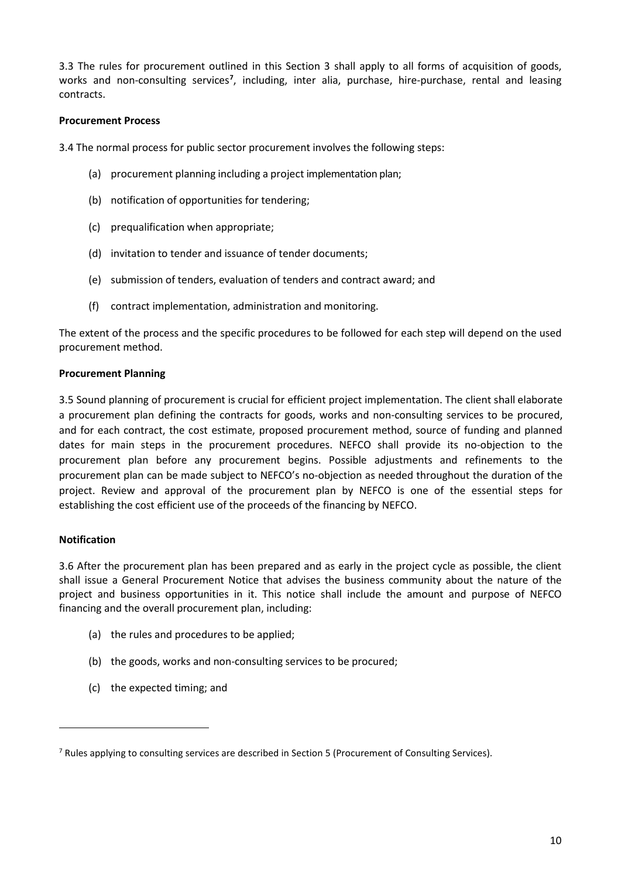3.3 The rules for procurement outlined in this Section 3 shall apply to all forms of acquisition of goods, works and non-consulting services[7], including, inter alia, purchase, hire-purchase, rental and leasing contracts.

**Procurement Process**

3.4 The normal process for public sector procurement involves the following steps:

(a) procurement planning including a project implementation plan;

(b) notification of opportunities for tendering;

(c) prequalification when appropriate;

(d) invitation to tender and issuance of tender documents;

(e) submission of tenders, evaluation of tenders and contract award; and

(f) contract implementation, administration and monitoring.

The extent of the process and the specific procedures to be followed for each step will depend on the used procurement method.

**Procurement Planning**

3.5 Sound planning of procurement is crucial for efficient project implementation. The client shall elaborate a procurement plan defining the contracts for goods, works and non-consulting services to be procured, and for each contract, the cost estimate, proposed procurement method, source of funding and planned dates for main steps in the procurement procedures. NEFCO shall provide its no-objection to the procurement plan before any procurement begins. Possible adjustments and refinements to the procurement plan can be made subject to NEFCO's no-objection as needed throughout the duration of the project. Review and approval of the procurement plan by NEFCO is one of the essential steps for establishing the cost efficient use of the proceeds of the financing by NEFCO.

**Notification**

3.6 After the procurement plan has been prepared and as early in the project cycle as possible, the client shall issue a General Procurement Notice that advises the business community about the nature of the project and business opportunities in it. This notice shall include the amount and purpose of NEFCO financing and the overall procurement plan, including:

(a) the rules and procedures to be applied;

(b) the goods, works and non-consulting services to be procured;

(c) the expected timing; and

---

[7] Rules applying to consulting services are described in Section 5 (Procurement of Consulting Services).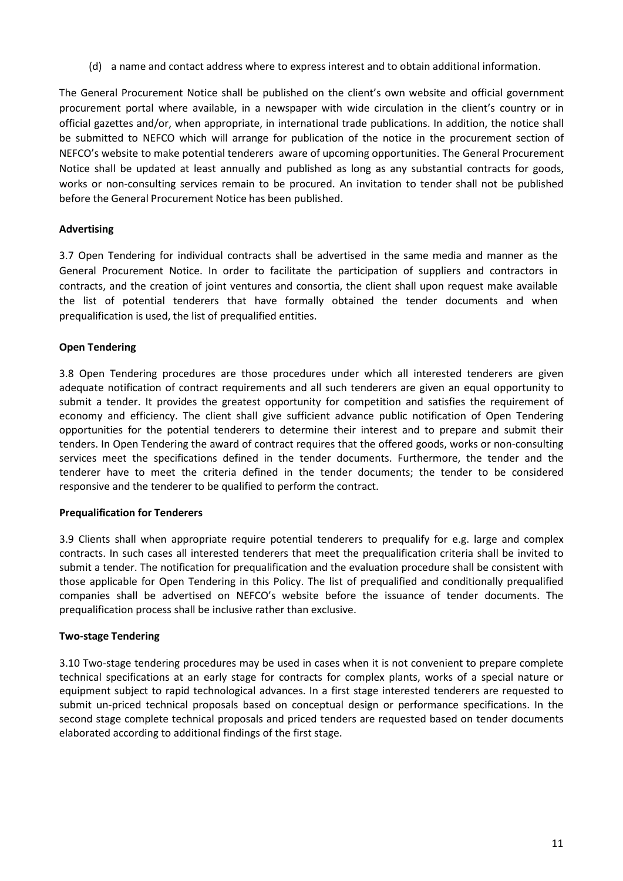(d) a name and contact address where to express interest and to obtain additional information.

The General Procurement Notice shall be published on the client's own website and official government procurement portal where available, in a newspaper with wide circulation in the client's country or in official gazettes and/or, when appropriate, in international trade publications. In addition, the notice shall be submitted to NEFCO which will arrange for publication of the notice in the procurement section of NEFCO's website to make potential tenderers aware of upcoming opportunities. The General Procurement Notice shall be updated at least annually and published as long as any substantial contracts for goods, works or non-consulting services remain to be procured. An invitation to tender shall not be published before the General Procurement Notice has been published.

**Advertising**

3.7 Open Tendering for individual contracts shall be advertised in the same media and manner as the General Procurement Notice. In order to facilitate the participation of suppliers and contractors in contracts, and the creation of joint ventures and consortia, the client shall upon request make available the list of potential tenderers that have formally obtained the tender documents and when prequalification is used, the list of prequalified entities.

**Open Tendering**

3.8 Open Tendering procedures are those procedures under which all interested tenderers are given adequate notification of contract requirements and all such tenderers are given an equal opportunity to submit a tender. It provides the greatest opportunity for competition and satisfies the requirement of economy and efficiency. The client shall give sufficient advance public notification of Open Tendering opportunities for the potential tenderers to determine their interest and to prepare and submit their tenders. In Open Tendering the award of contract requires that the offered goods, works or non-consulting services meet the specifications defined in the tender documents. Furthermore, the tender and the tenderer have to meet the criteria defined in the tender documents; the tender to be considered responsive and the tenderer to be qualified to perform the contract.

**Prequalification for Tenderers**

3.9 Clients shall when appropriate require potential tenderers to prequalify for e.g. large and complex contracts. In such cases all interested tenderers that meet the prequalification criteria shall be invited to submit a tender. The notification for prequalification and the evaluation procedure shall be consistent with those applicable for Open Tendering in this Policy. The list of prequalified and conditionally prequalified companies shall be advertised on NEFCO's website before the issuance of tender documents. The prequalification process shall be inclusive rather than exclusive.

**Two-stage Tendering**

3.10 Two-stage tendering procedures may be used in cases when it is not convenient to prepare complete technical specifications at an early stage for contracts for complex plants, works of a special nature or equipment subject to rapid technological advances. In a first stage interested tenderers are requested to submit un-priced technical proposals based on conceptual design or performance specifications. In the second stage complete technical proposals and priced tenders are requested based on tender documents elaborated according to additional findings of the first stage.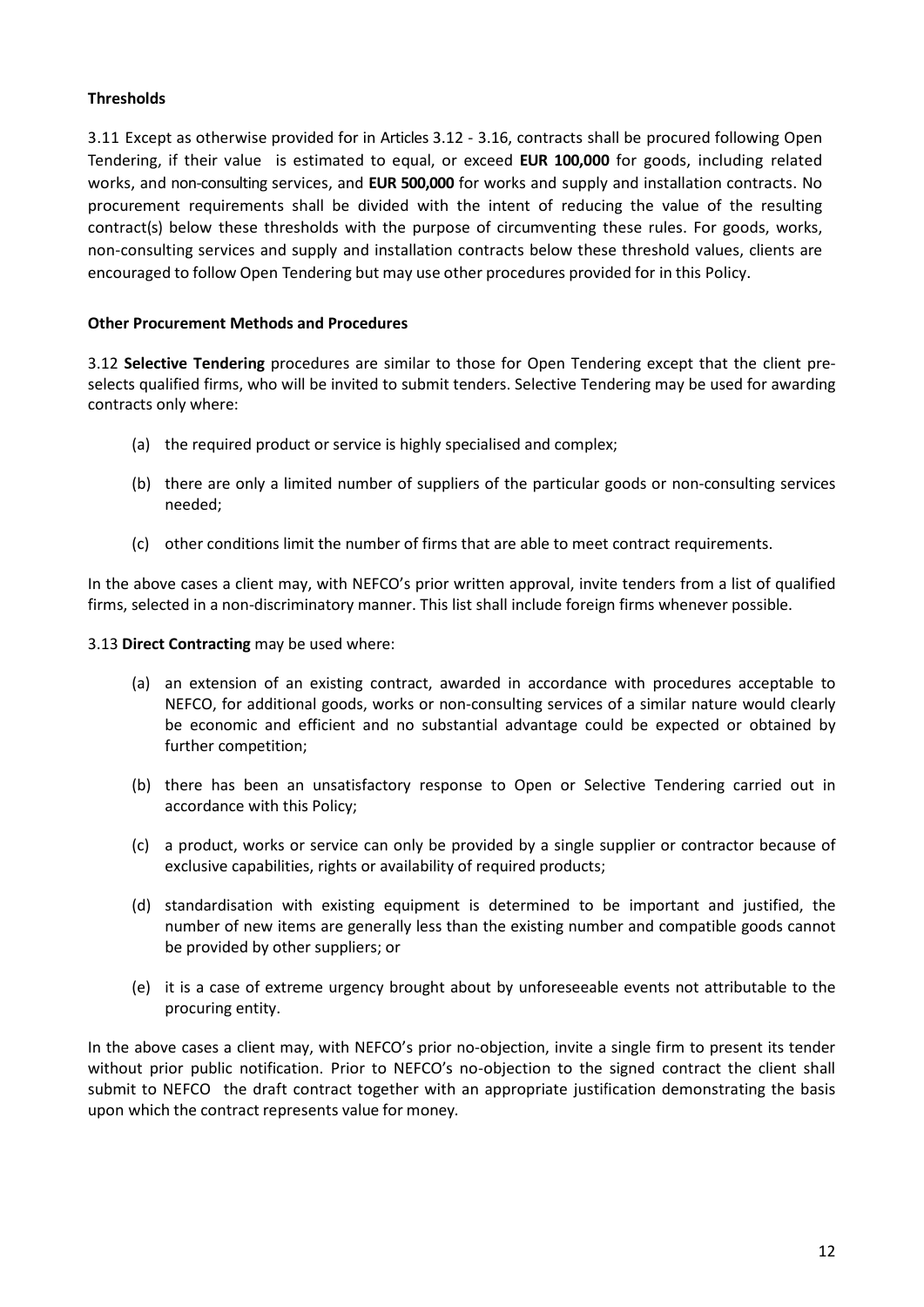**Thresholds**

3.11 Except as otherwise provided for in Articles 3.12 - 3.16, contracts shall be procured following Open Tendering, if their value is estimated to equal, or exceed **EUR 100,000** for goods, including related works, and non-consulting services, and **EUR 500,000** for works and supply and installation contracts. No procurement requirements shall be divided with the intent of reducing the value of the resulting contract(s) below these thresholds with the purpose of circumventing these rules. For goods, works, non-consulting services and supply and installation contracts below these threshold values, clients are encouraged to follow Open Tendering but may use other procedures provided for in this Policy.

**Other Procurement Methods and Procedures**

3.12 **Selective Tendering** procedures are similar to those for Open Tendering except that the client pre-selects qualified firms, who will be invited to submit tenders. Selective Tendering may be used for awarding contracts only where:

(a) the required product or service is highly specialised and complex;

(b) there are only a limited number of suppliers of the particular goods or non-consulting services needed;

(c) other conditions limit the number of firms that are able to meet contract requirements.

In the above cases a client may, with NEFCO's prior written approval, invite tenders from a list of qualified firms, selected in a non-discriminatory manner. This list shall include foreign firms whenever possible.

3.13 **Direct Contracting** may be used where:

(a) an extension of an existing contract, awarded in accordance with procedures acceptable to NEFCO, for additional goods, works or non-consulting services of a similar nature would clearly be economic and efficient and no substantial advantage could be expected or obtained by further competition;

(b) there has been an unsatisfactory response to Open or Selective Tendering carried out in accordance with this Policy;

(c) a product, works or service can only be provided by a single supplier or contractor because of exclusive capabilities, rights or availability of required products;

(d) standardisation with existing equipment is determined to be important and justified, the number of new items are generally less than the existing number and compatible goods cannot be provided by other suppliers; or

(e) it is a case of extreme urgency brought about by unforeseeable events not attributable to the procuring entity.

In the above cases a client may, with NEFCO's prior no-objection, invite a single firm to present its tender without prior public notification. Prior to NEFCO's no-objection to the signed contract the client shall submit to NEFCO the draft contract together with an appropriate justification demonstrating the basis upon which the contract represents value for money.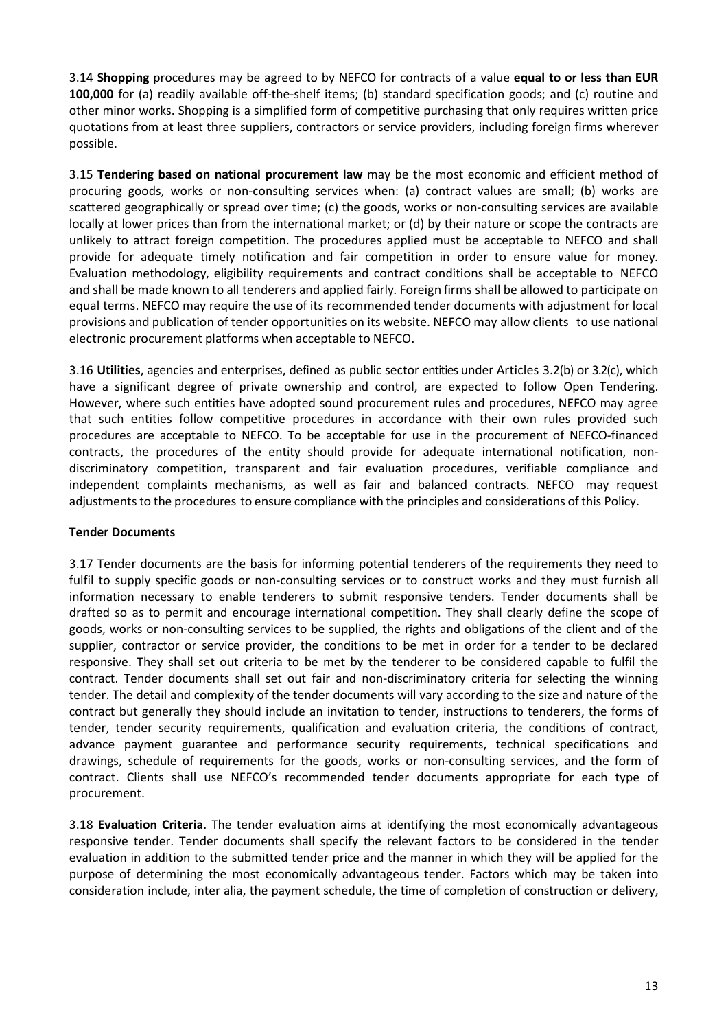3.14 **Shopping** procedures may be agreed to by NEFCO for contracts of a value **equal to or less than EUR 100,000** for (a) readily available off-the-shelf items; (b) standard specification goods; and (c) routine and other minor works. Shopping is a simplified form of competitive purchasing that only requires written price quotations from at least three suppliers, contractors or service providers, including foreign firms wherever possible.

3.15 **Tendering based on national procurement law** may be the most economic and efficient method of procuring goods, works or non-consulting services when: (a) contract values are small; (b) works are scattered geographically or spread over time; (c) the goods, works or non-consulting services are available locally at lower prices than from the international market; or (d) by their nature or scope the contracts are unlikely to attract foreign competition. The procedures applied must be acceptable to NEFCO and shall provide for adequate timely notification and fair competition in order to ensure value for money. Evaluation methodology, eligibility requirements and contract conditions shall be acceptable to NEFCO and shall be made known to all tenderers and applied fairly. Foreign firms shall be allowed to participate on equal terms. NEFCO may require the use of its recommended tender documents with adjustment for local provisions and publication of tender opportunities on its website. NEFCO may allow clients to use national electronic procurement platforms when acceptable to NEFCO.

3.16 **Utilities**, agencies and enterprises, defined as public sector entities under Articles 3.2(b) or 3.2(c), which have a significant degree of private ownership and control, are expected to follow Open Tendering. However, where such entities have adopted sound procurement rules and procedures, NEFCO may agree that such entities follow competitive procedures in accordance with their own rules provided such procedures are acceptable to NEFCO. To be acceptable for use in the procurement of NEFCO-financed contracts, the procedures of the entity should provide for adequate international notification, non-discriminatory competition, transparent and fair evaluation procedures, verifiable compliance and independent complaints mechanisms, as well as fair and balanced contracts. NEFCO may request adjustments to the procedures to ensure compliance with the principles and considerations of this Policy.

**Tender Documents**

3.17 Tender documents are the basis for informing potential tenderers of the requirements they need to fulfil to supply specific goods or non-consulting services or to construct works and they must furnish all information necessary to enable tenderers to submit responsive tenders. Tender documents shall be drafted so as to permit and encourage international competition. They shall clearly define the scope of goods, works or non-consulting services to be supplied, the rights and obligations of the client and of the supplier, contractor or service provider, the conditions to be met in order for a tender to be declared responsive. They shall set out criteria to be met by the tenderer to be considered capable to fulfil the contract. Tender documents shall set out fair and non-discriminatory criteria for selecting the winning tender. The detail and complexity of the tender documents will vary according to the size and nature of the contract but generally they should include an invitation to tender, instructions to tenderers, the forms of tender, tender security requirements, qualification and evaluation criteria, the conditions of contract, advance payment guarantee and performance security requirements, technical specifications and drawings, schedule of requirements for the goods, works or non-consulting services, and the form of contract. Clients shall use NEFCO's recommended tender documents appropriate for each type of procurement.

3.18 **Evaluation Criteria**. The tender evaluation aims at identifying the most economically advantageous responsive tender. Tender documents shall specify the relevant factors to be considered in the tender evaluation in addition to the submitted tender price and the manner in which they will be applied for the purpose of determining the most economically advantageous tender. Factors which may be taken into consideration include, inter alia, the payment schedule, the time of completion of construction or delivery,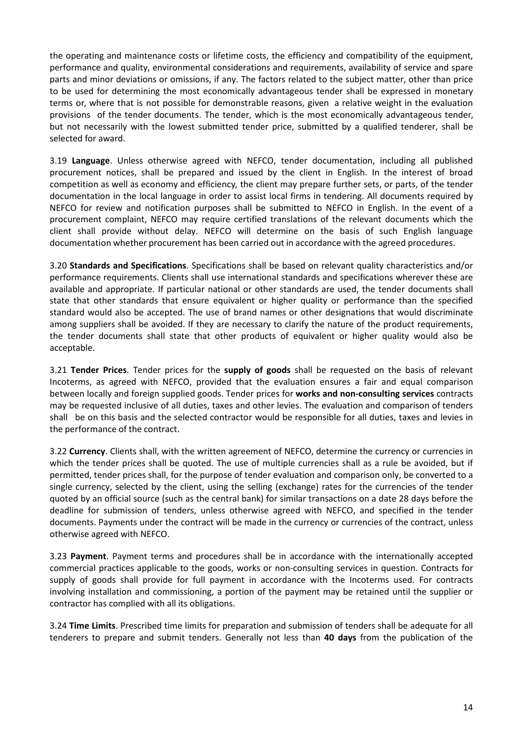the operating and maintenance costs or lifetime costs, the efficiency and compatibility of the equipment, performance and quality, environmental considerations and requirements, availability of service and spare parts and minor deviations or omissions, if any. The factors related to the subject matter, other than price to be used for determining the most economically advantageous tender shall be expressed in monetary terms or, where that is not possible for demonstrable reasons, given a relative weight in the evaluation provisions of the tender documents. The tender, which is the most economically advantageous tender, but not necessarily with the lowest submitted tender price, submitted by a qualified tenderer, shall be selected for award.

3.19 **Language**. Unless otherwise agreed with NEFCO, tender documentation, including all published procurement notices, shall be prepared and issued by the client in English. In the interest of broad competition as well as economy and efficiency, the client may prepare further sets, or parts, of the tender documentation in the local language in order to assist local firms in tendering. All documents required by NEFCO for review and notification purposes shall be submitted to NEFCO in English. In the event of a procurement complaint, NEFCO may require certified translations of the relevant documents which the client shall provide without delay. NEFCO will determine on the basis of such English language documentation whether procurement has been carried out in accordance with the agreed procedures.

3.20 **Standards and Specifications**. Specifications shall be based on relevant quality characteristics and/or performance requirements. Clients shall use international standards and specifications wherever these are available and appropriate. If particular national or other standards are used, the tender documents shall state that other standards that ensure equivalent or higher quality or performance than the specified standard would also be accepted. The use of brand names or other designations that would discriminate among suppliers shall be avoided. If they are necessary to clarify the nature of the product requirements, the tender documents shall state that other products of equivalent or higher quality would also be acceptable.

3.21 **Tender Prices**. Tender prices for the **supply of goods** shall be requested on the basis of relevant Incoterms, as agreed with NEFCO, provided that the evaluation ensures a fair and equal comparison between locally and foreign supplied goods. Tender prices for **works and non-consulting services** contracts may be requested inclusive of all duties, taxes and other levies. The evaluation and comparison of tenders shall be on this basis and the selected contractor would be responsible for all duties, taxes and levies in the performance of the contract.

3.22 **Currency**. Clients shall, with the written agreement of NEFCO, determine the currency or currencies in which the tender prices shall be quoted. The use of multiple currencies shall as a rule be avoided, but if permitted, tender prices shall, for the purpose of tender evaluation and comparison only, be converted to a single currency, selected by the client, using the selling (exchange) rates for the currencies of the tender quoted by an official source (such as the central bank) for similar transactions on a date 28 days before the deadline for submission of tenders, unless otherwise agreed with NEFCO, and specified in the tender documents. Payments under the contract will be made in the currency or currencies of the contract, unless otherwise agreed with NEFCO.

3.23 **Payment**. Payment terms and procedures shall be in accordance with the internationally accepted commercial practices applicable to the goods, works or non-consulting services in question. Contracts for supply of goods shall provide for full payment in accordance with the Incoterms used. For contracts involving installation and commissioning, a portion of the payment may be retained until the supplier or contractor has complied with all its obligations.

3.24 **Time Limits**. Prescribed time limits for preparation and submission of tenders shall be adequate for all tenderers to prepare and submit tenders. Generally not less than **40 days** from the publication of the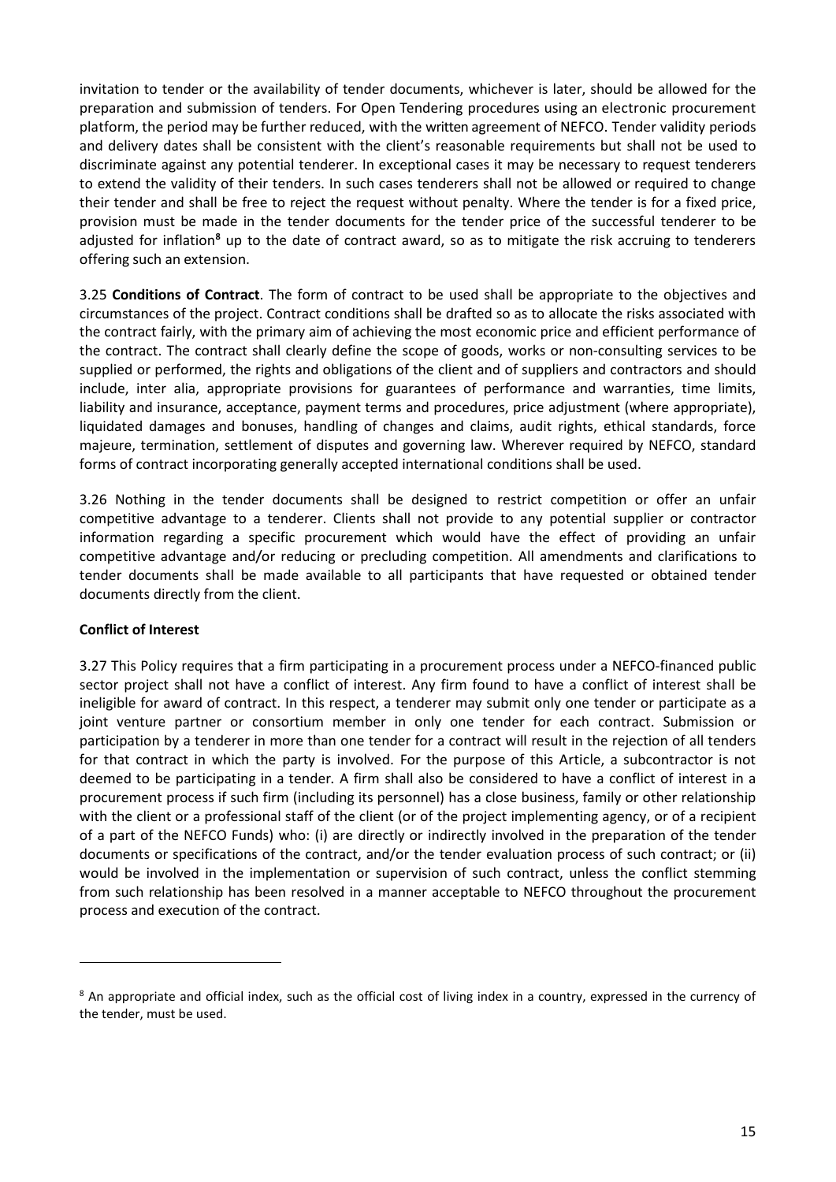invitation to tender or the availability of tender documents, whichever is later, should be allowed for the preparation and submission of tenders. For Open Tendering procedures using an electronic procurement platform, the period may be further reduced, with the written agreement of NEFCO. Tender validity periods and delivery dates shall be consistent with the client's reasonable requirements but shall not be used to discriminate against any potential tenderer. In exceptional cases it may be necessary to request tenderers to extend the validity of their tenders. In such cases tenderers shall not be allowed or required to change their tender and shall be free to reject the request without penalty. Where the tender is for a fixed price, provision must be made in the tender documents for the tender price of the successful tenderer to be adjusted for inflation[8] up to the date of contract award, so as to mitigate the risk accruing to tenderers offering such an extension.

3.25 **Conditions of Contract**. The form of contract to be used shall be appropriate to the objectives and circumstances of the project. Contract conditions shall be drafted so as to allocate the risks associated with the contract fairly, with the primary aim of achieving the most economic price and efficient performance of the contract. The contract shall clearly define the scope of goods, works or non-consulting services to be supplied or performed, the rights and obligations of the client and of suppliers and contractors and should include, inter alia, appropriate provisions for guarantees of performance and warranties, time limits, liability and insurance, acceptance, payment terms and procedures, price adjustment (where appropriate), liquidated damages and bonuses, handling of changes and claims, audit rights, ethical standards, force majeure, termination, settlement of disputes and governing law. Wherever required by NEFCO, standard forms of contract incorporating generally accepted international conditions shall be used.

3.26 Nothing in the tender documents shall be designed to restrict competition or offer an unfair competitive advantage to a tenderer. Clients shall not provide to any potential supplier or contractor information regarding a specific procurement which would have the effect of providing an unfair competitive advantage and/or reducing or precluding competition. All amendments and clarifications to tender documents shall be made available to all participants that have requested or obtained tender documents directly from the client.

**Conflict of Interest**

3.27 This Policy requires that a firm participating in a procurement process under a NEFCO-financed public sector project shall not have a conflict of interest. Any firm found to have a conflict of interest shall be ineligible for award of contract. In this respect, a tenderer may submit only one tender or participate as a joint venture partner or consortium member in only one tender for each contract. Submission or participation by a tenderer in more than one tender for a contract will result in the rejection of all tenders for that contract in which the party is involved. For the purpose of this Article, a subcontractor is not deemed to be participating in a tender. A firm shall also be considered to have a conflict of interest in a procurement process if such firm (including its personnel) has a close business, family or other relationship with the client or a professional staff of the client (or of the project implementing agency, or of a recipient of a part of the NEFCO Funds) who: (i) are directly or indirectly involved in the preparation of the tender documents or specifications of the contract, and/or the tender evaluation process of such contract; or (ii) would be involved in the implementation or supervision of such contract, unless the conflict stemming from such relationship has been resolved in a manner acceptable to NEFCO throughout the procurement process and execution of the contract.

---

[8] An appropriate and official index, such as the official cost of living index in a country, expressed in the currency of the tender, must be used.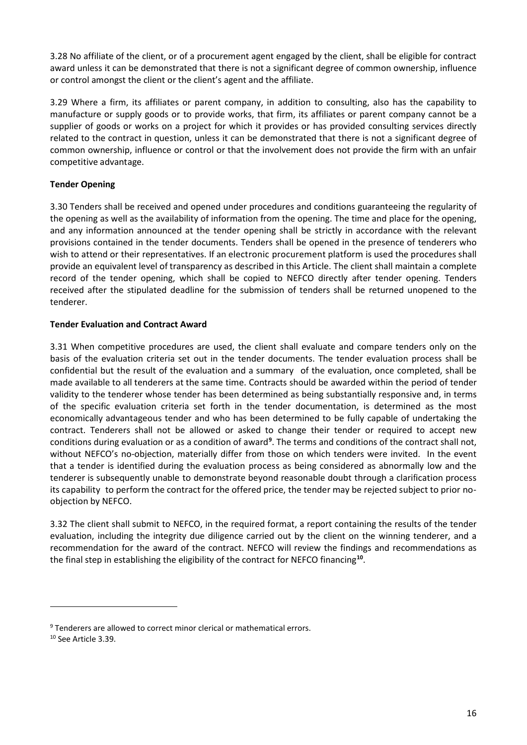3.28 No affiliate of the client, or of a procurement agent engaged by the client, shall be eligible for contract award unless it can be demonstrated that there is not a significant degree of common ownership, influence or control amongst the client or the client's agent and the affiliate.

3.29 Where a firm, its affiliates or parent company, in addition to consulting, also has the capability to manufacture or supply goods or to provide works, that firm, its affiliates or parent company cannot be a supplier of goods or works on a project for which it provides or has provided consulting services directly related to the contract in question, unless it can be demonstrated that there is not a significant degree of common ownership, influence or control or that the involvement does not provide the firm with an unfair competitive advantage.

**Tender Opening**

3.30 Tenders shall be received and opened under procedures and conditions guaranteeing the regularity of the opening as well as the availability of information from the opening. The time and place for the opening, and any information announced at the tender opening shall be strictly in accordance with the relevant provisions contained in the tender documents. Tenders shall be opened in the presence of tenderers who wish to attend or their representatives. If an electronic procurement platform is used the procedures shall provide an equivalent level of transparency as described in this Article. The client shall maintain a complete record of the tender opening, which shall be copied to NEFCO directly after tender opening. Tenders received after the stipulated deadline for the submission of tenders shall be returned unopened to the tenderer.

**Tender Evaluation and Contract Award**

3.31 When competitive procedures are used, the client shall evaluate and compare tenders only on the basis of the evaluation criteria set out in the tender documents. The tender evaluation process shall be confidential but the result of the evaluation and a summary of the evaluation, once completed, shall be made available to all tenderers at the same time. Contracts should be awarded within the period of tender validity to the tenderer whose tender has been determined as being substantially responsive and, in terms of the specific evaluation criteria set forth in the tender documentation, is determined as the most economically advantageous tender and who has been determined to be fully capable of undertaking the contract. Tenderers shall not be allowed or asked to change their tender or required to accept new conditions during evaluation or as a condition of award[9]. The terms and conditions of the contract shall not, without NEFCO's no-objection, materially differ from those on which tenders were invited. In the event that a tender is identified during the evaluation process as being considered as abnormally low and the tenderer is subsequently unable to demonstrate beyond reasonable doubt through a clarification process its capability to perform the contract for the offered price, the tender may be rejected subject to prior no-objection by NEFCO.

3.32 The client shall submit to NEFCO, in the required format, a report containing the results of the tender evaluation, including the integrity due diligence carried out by the client on the winning tenderer, and a recommendation for the award of the contract. NEFCO will review the findings and recommendations as the final step in establishing the eligibility of the contract for NEFCO financing[10].

---

[9] Tenderers are allowed to correct minor clerical or mathematical errors.

[10] See Article 3.39.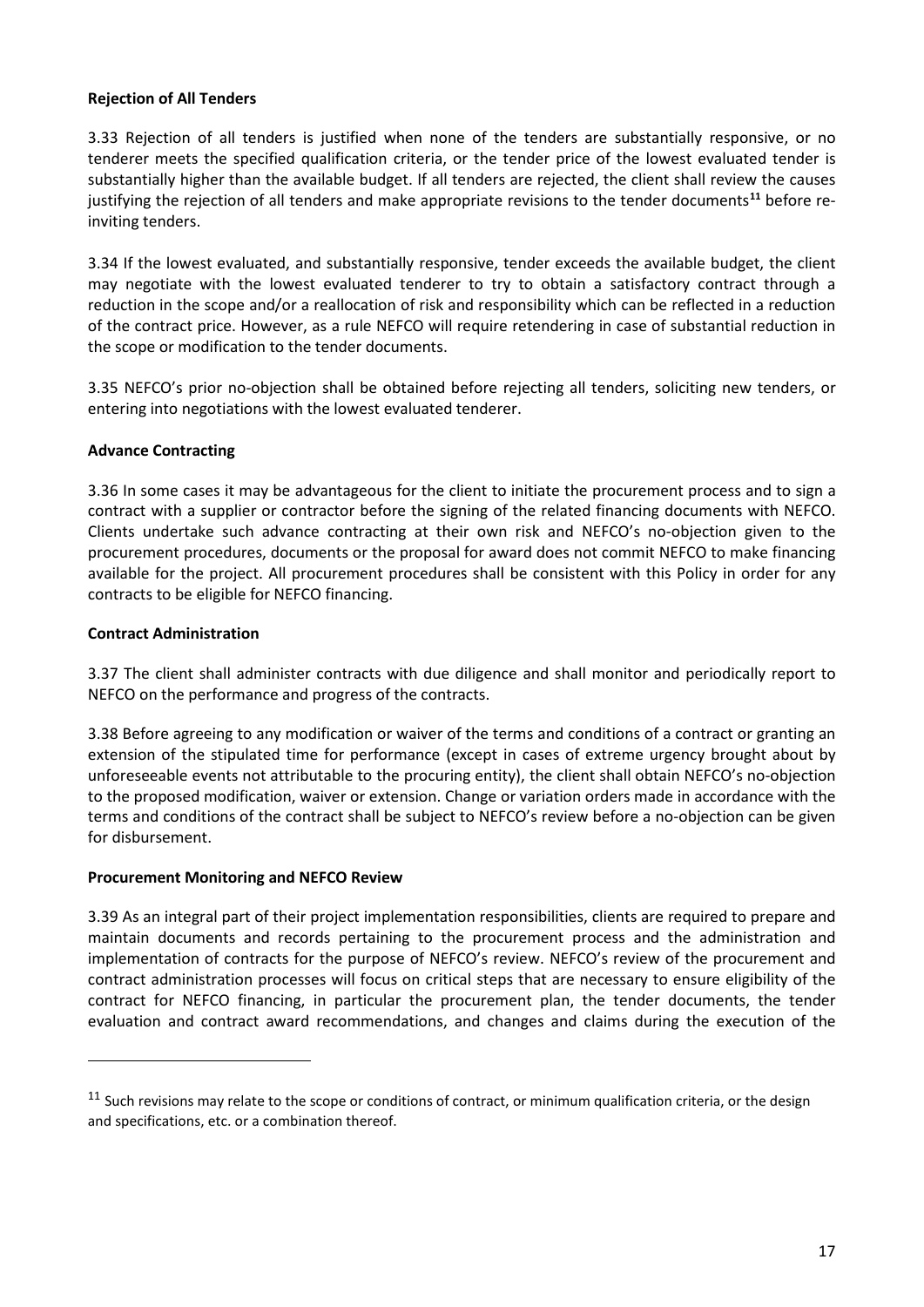**Rejection of All Tenders**

3.33 Rejection of all tenders is justified when none of the tenders are substantially responsive, or no tenderer meets the specified qualification criteria, or the tender price of the lowest evaluated tender is substantially higher than the available budget. If all tenders are rejected, the client shall review the causes justifying the rejection of all tenders and make appropriate revisions to the tender documents[11] before re-inviting tenders.

3.34 If the lowest evaluated, and substantially responsive, tender exceeds the available budget, the client may negotiate with the lowest evaluated tenderer to try to obtain a satisfactory contract through a reduction in the scope and/or a reallocation of risk and responsibility which can be reflected in a reduction of the contract price. However, as a rule NEFCO will require retendering in case of substantial reduction in the scope or modification to the tender documents.

3.35 NEFCO's prior no-objection shall be obtained before rejecting all tenders, soliciting new tenders, or entering into negotiations with the lowest evaluated tenderer.

**Advance Contracting**

3.36 In some cases it may be advantageous for the client to initiate the procurement process and to sign a contract with a supplier or contractor before the signing of the related financing documents with NEFCO. Clients undertake such advance contracting at their own risk and NEFCO's no-objection given to the procurement procedures, documents or the proposal for award does not commit NEFCO to make financing available for the project. All procurement procedures shall be consistent with this Policy in order for any contracts to be eligible for NEFCO financing.

**Contract Administration**

3.37 The client shall administer contracts with due diligence and shall monitor and periodically report to NEFCO on the performance and progress of the contracts.

3.38 Before agreeing to any modification or waiver of the terms and conditions of a contract or granting an extension of the stipulated time for performance (except in cases of extreme urgency brought about by unforeseeable events not attributable to the procuring entity), the client shall obtain NEFCO's no-objection to the proposed modification, waiver or extension. Change or variation orders made in accordance with the terms and conditions of the contract shall be subject to NEFCO's review before a no-objection can be given for disbursement.

**Procurement Monitoring and NEFCO Review**

3.39 As an integral part of their project implementation responsibilities, clients are required to prepare and maintain documents and records pertaining to the procurement process and the administration and implementation of contracts for the purpose of NEFCO's review. NEFCO's review of the procurement and contract administration processes will focus on critical steps that are necessary to ensure eligibility of the contract for NEFCO financing, in particular the procurement plan, the tender documents, the tender evaluation and contract award recommendations, and changes and claims during the execution of the

---

[11] Such revisions may relate to the scope or conditions of contract, or minimum qualification criteria, or the design and specifications, etc. or a combination thereof.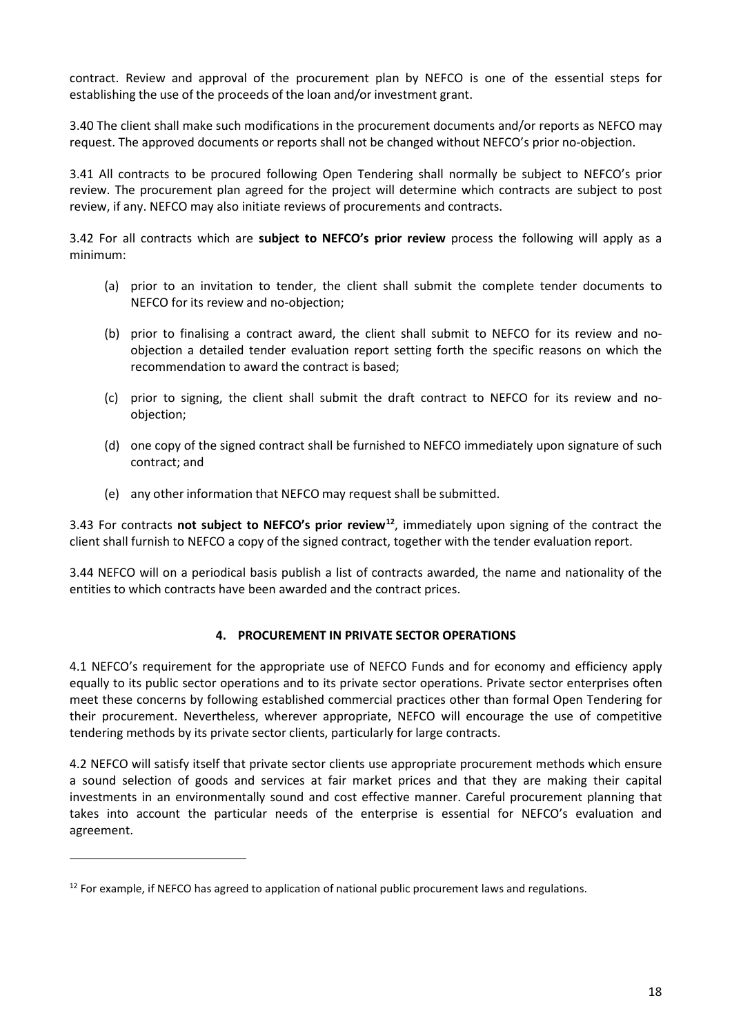contract. Review and approval of the procurement plan by NEFCO is one of the essential steps for establishing the use of the proceeds of the loan and/or investment grant.

3.40 The client shall make such modifications in the procurement documents and/or reports as NEFCO may request. The approved documents or reports shall not be changed without NEFCO's prior no-objection.

3.41 All contracts to be procured following Open Tendering shall normally be subject to NEFCO's prior review. The procurement plan agreed for the project will determine which contracts are subject to post review, if any. NEFCO may also initiate reviews of procurements and contracts.

3.42 For all contracts which are **subject to NEFCO's prior review** process the following will apply as a minimum:

(a) prior to an invitation to tender, the client shall submit the complete tender documents to NEFCO for its review and no-objection;

(b) prior to finalising a contract award, the client shall submit to NEFCO for its review and no-objection a detailed tender evaluation report setting forth the specific reasons on which the recommendation to award the contract is based;

(c) prior to signing, the client shall submit the draft contract to NEFCO for its review and no-objection;

(d) one copy of the signed contract shall be furnished to NEFCO immediately upon signature of such contract; and

(e) any other information that NEFCO may request shall be submitted.

3.43 For contracts **not subject to NEFCO's prior review**[12], immediately upon signing of the contract the client shall furnish to NEFCO a copy of the signed contract, together with the tender evaluation report.

3.44 NEFCO will on a periodical basis publish a list of contracts awarded, the name and nationality of the entities to which contracts have been awarded and the contract prices.

## 4. PROCUREMENT IN PRIVATE SECTOR OPERATIONS

4.1 NEFCO's requirement for the appropriate use of NEFCO Funds and for economy and efficiency apply equally to its public sector operations and to its private sector operations. Private sector enterprises often meet these concerns by following established commercial practices other than formal Open Tendering for their procurement. Nevertheless, wherever appropriate, NEFCO will encourage the use of competitive tendering methods by its private sector clients, particularly for large contracts.

4.2 NEFCO will satisfy itself that private sector clients use appropriate procurement methods which ensure a sound selection of goods and services at fair market prices and that they are making their capital investments in an environmentally sound and cost effective manner. Careful procurement planning that takes into account the particular needs of the enterprise is essential for NEFCO's evaluation and agreement.

---

[12] For example, if NEFCO has agreed to application of national public procurement laws and regulations.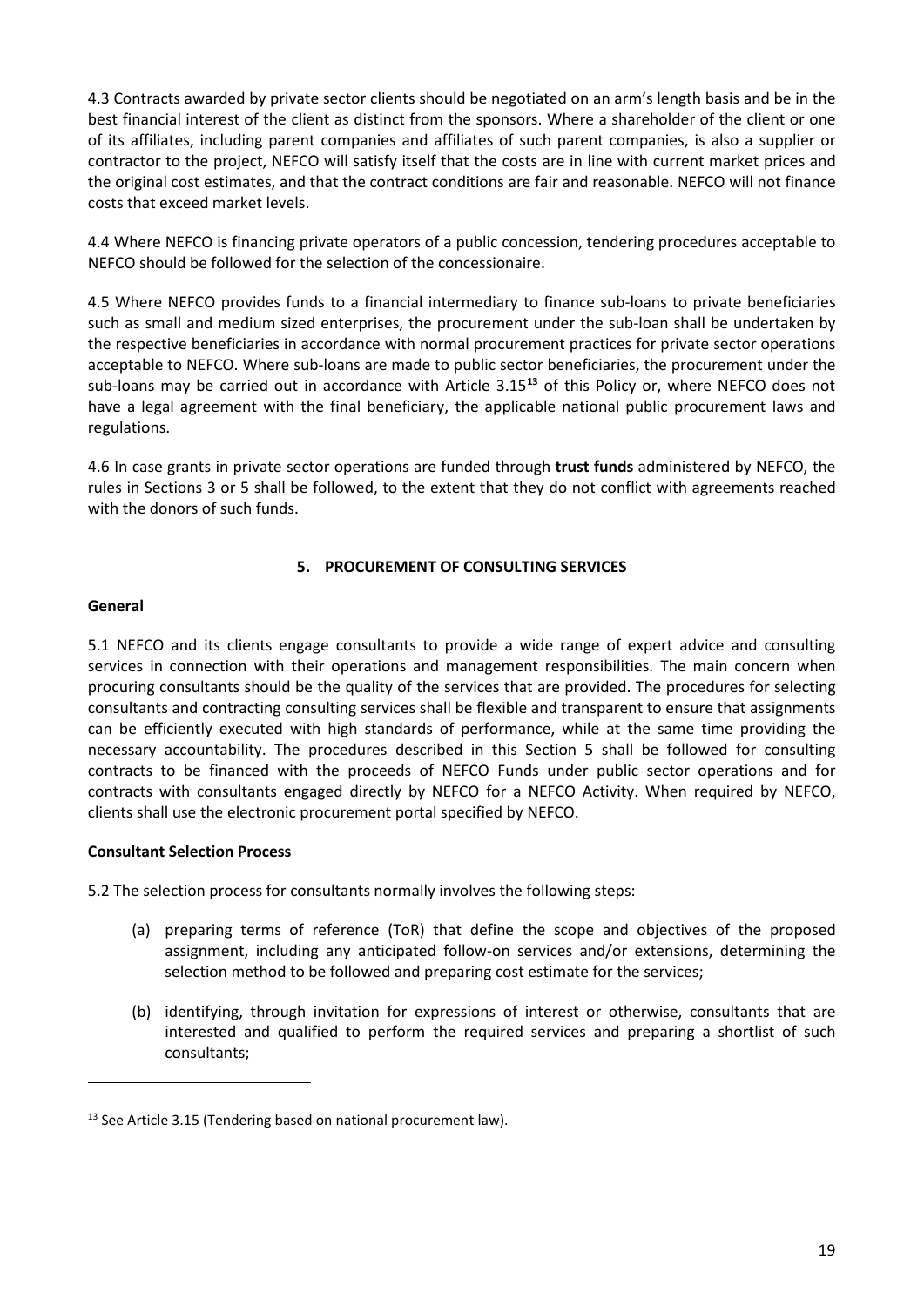4.3 Contracts awarded by private sector clients should be negotiated on an arm's length basis and be in the best financial interest of the client as distinct from the sponsors. Where a shareholder of the client or one of its affiliates, including parent companies and affiliates of such parent companies, is also a supplier or contractor to the project, NEFCO will satisfy itself that the costs are in line with current market prices and the original cost estimates, and that the contract conditions are fair and reasonable. NEFCO will not finance costs that exceed market levels.

4.4 Where NEFCO is financing private operators of a public concession, tendering procedures acceptable to NEFCO should be followed for the selection of the concessionaire.

4.5 Where NEFCO provides funds to a financial intermediary to finance sub-loans to private beneficiaries such as small and medium sized enterprises, the procurement under the sub-loan shall be undertaken by the respective beneficiaries in accordance with normal procurement practices for private sector operations acceptable to NEFCO. Where sub-loans are made to public sector beneficiaries, the procurement under the sub-loans may be carried out in accordance with Article 3.15[13] of this Policy or, where NEFCO does not have a legal agreement with the final beneficiary, the applicable national public procurement laws and regulations.

4.6 In case grants in private sector operations are funded through **trust funds** administered by NEFCO, the rules in Sections 3 or 5 shall be followed, to the extent that they do not conflict with agreements reached with the donors of such funds.

## 5. PROCUREMENT OF CONSULTING SERVICES

**General**

5.1 NEFCO and its clients engage consultants to provide a wide range of expert advice and consulting services in connection with their operations and management responsibilities. The main concern when procuring consultants should be the quality of the services that are provided. The procedures for selecting consultants and contracting consulting services shall be flexible and transparent to ensure that assignments can be efficiently executed with high standards of performance, while at the same time providing the necessary accountability. The procedures described in this Section 5 shall be followed for consulting contracts to be financed with the proceeds of NEFCO Funds under public sector operations and for contracts with consultants engaged directly by NEFCO for a NEFCO Activity. When required by NEFCO, clients shall use the electronic procurement portal specified by NEFCO.

**Consultant Selection Process**

5.2 The selection process for consultants normally involves the following steps:

(a) preparing terms of reference (ToR) that define the scope and objectives of the proposed assignment, including any anticipated follow-on services and/or extensions, determining the selection method to be followed and preparing cost estimate for the services;

(b) identifying, through invitation for expressions of interest or otherwise, consultants that are interested and qualified to perform the required services and preparing a shortlist of such consultants;

[13] See Article 3.15 (Tendering based on national procurement law).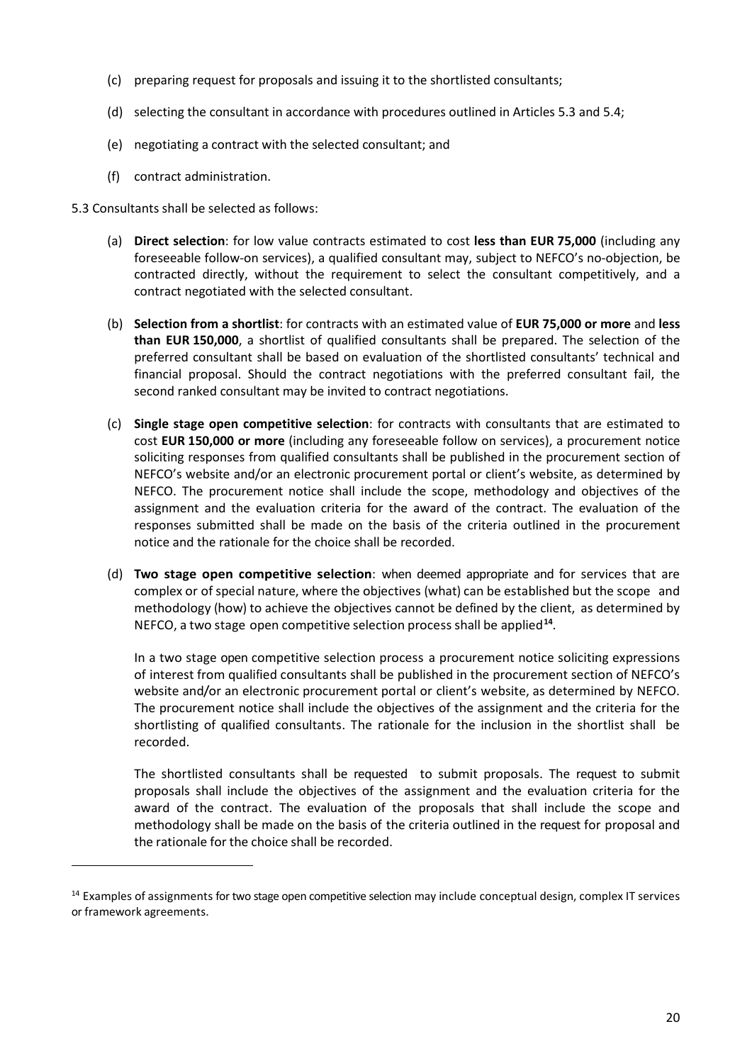(c) preparing request for proposals and issuing it to the shortlisted consultants;

(d) selecting the consultant in accordance with procedures outlined in Articles 5.3 and 5.4;

(e) negotiating a contract with the selected consultant; and

(f) contract administration.

5.3 Consultants shall be selected as follows:

(a) **Direct selection**: for low value contracts estimated to cost **less than EUR 75,000** (including any foreseeable follow-on services), a qualified consultant may, subject to NEFCO's no-objection, be contracted directly, without the requirement to select the consultant competitively, and a contract negotiated with the selected consultant.

(b) **Selection from a shortlist**: for contracts with an estimated value of **EUR 75,000 or more** and **less than EUR 150,000**, a shortlist of qualified consultants shall be prepared. The selection of the preferred consultant shall be based on evaluation of the shortlisted consultants' technical and financial proposal. Should the contract negotiations with the preferred consultant fail, the second ranked consultant may be invited to contract negotiations.

(c) **Single stage open competitive selection**: for contracts with consultants that are estimated to cost **EUR 150,000 or more** (including any foreseeable follow on services), a procurement notice soliciting responses from qualified consultants shall be published in the procurement section of NEFCO's website and/or an electronic procurement portal or client's website, as determined by NEFCO. The procurement notice shall include the scope, methodology and objectives of the assignment and the evaluation criteria for the award of the contract. The evaluation of the responses submitted shall be made on the basis of the criteria outlined in the procurement notice and the rationale for the choice shall be recorded.

(d) **Two stage open competitive selection**: when deemed appropriate and for services that are complex or of special nature, where the objectives (what) can be established but the scope and methodology (how) to achieve the objectives cannot be defined by the client, as determined by NEFCO, a two stage open competitive selection process shall be applied[14].

In a two stage open competitive selection process a procurement notice soliciting expressions of interest from qualified consultants shall be published in the procurement section of NEFCO's website and/or an electronic procurement portal or client's website, as determined by NEFCO. The procurement notice shall include the objectives of the assignment and the criteria for the shortlisting of qualified consultants. The rationale for the inclusion in the shortlist shall be recorded.

The shortlisted consultants shall be requested to submit proposals. The request to submit proposals shall include the objectives of the assignment and the evaluation criteria for the award of the contract. The evaluation of the proposals that shall include the scope and methodology shall be made on the basis of the criteria outlined in the request for proposal and the rationale for the choice shall be recorded.

---

[14] Examples of assignments for two stage open competitive selection may include conceptual design, complex IT services or framework agreements.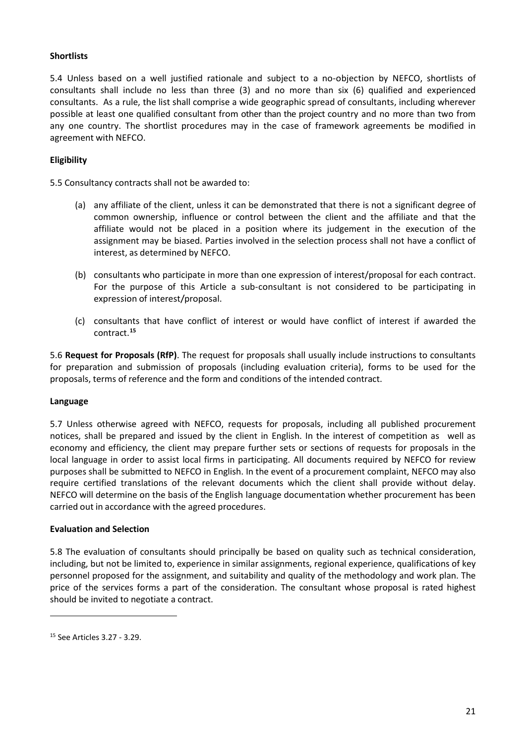**Shortlists**

5.4 Unless based on a well justified rationale and subject to a no-objection by NEFCO, shortlists of consultants shall include no less than three (3) and no more than six (6) qualified and experienced consultants. As a rule, the list shall comprise a wide geographic spread of consultants, including wherever possible at least one qualified consultant from other than the project country and no more than two from any one country. The shortlist procedures may in the case of framework agreements be modified in agreement with NEFCO.

**Eligibility**

5.5 Consultancy contracts shall not be awarded to:

(a) any affiliate of the client, unless it can be demonstrated that there is not a significant degree of common ownership, influence or control between the client and the affiliate and that the affiliate would not be placed in a position where its judgement in the execution of the assignment may be biased. Parties involved in the selection process shall not have a conflict of interest, as determined by NEFCO.

(b) consultants who participate in more than one expression of interest/proposal for each contract. For the purpose of this Article a sub-consultant is not considered to be participating in expression of interest/proposal.

(c) consultants that have conflict of interest or would have conflict of interest if awarded the contract.[15]

5.6 **Request for Proposals (RfP)**. The request for proposals shall usually include instructions to consultants for preparation and submission of proposals (including evaluation criteria), forms to be used for the proposals, terms of reference and the form and conditions of the intended contract.

**Language**

5.7 Unless otherwise agreed with NEFCO, requests for proposals, including all published procurement notices, shall be prepared and issued by the client in English. In the interest of competition as well as economy and efficiency, the client may prepare further sets or sections of requests for proposals in the local language in order to assist local firms in participating. All documents required by NEFCO for review purposes shall be submitted to NEFCO in English. In the event of a procurement complaint, NEFCO may also require certified translations of the relevant documents which the client shall provide without delay. NEFCO will determine on the basis of the English language documentation whether procurement has been carried out in accordance with the agreed procedures.

**Evaluation and Selection**

5.8 The evaluation of consultants should principally be based on quality such as technical consideration, including, but not be limited to, experience in similar assignments, regional experience, qualifications of key personnel proposed for the assignment, and suitability and quality of the methodology and work plan. The price of the services forms a part of the consideration. The consultant whose proposal is rated highest should be invited to negotiate a contract.

---

[15] See Articles 3.27 - 3.29.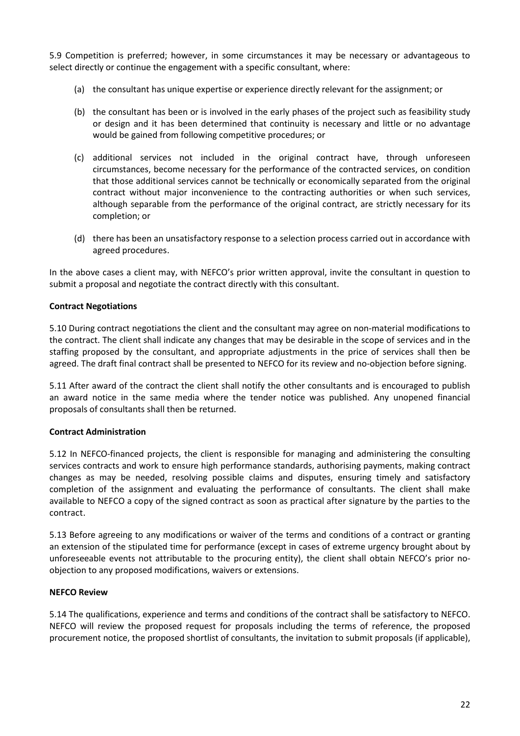5.9 Competition is preferred; however, in some circumstances it may be necessary or advantageous to select directly or continue the engagement with a specific consultant, where:

(a) the consultant has unique expertise or experience directly relevant for the assignment; or

(b) the consultant has been or is involved in the early phases of the project such as feasibility study or design and it has been determined that continuity is necessary and little or no advantage would be gained from following competitive procedures; or

(c) additional services not included in the original contract have, through unforeseen circumstances, become necessary for the performance of the contracted services, on condition that those additional services cannot be technically or economically separated from the original contract without major inconvenience to the contracting authorities or when such services, although separable from the performance of the original contract, are strictly necessary for its completion; or

(d) there has been an unsatisfactory response to a selection process carried out in accordance with agreed procedures.

In the above cases a client may, with NEFCO's prior written approval, invite the consultant in question to submit a proposal and negotiate the contract directly with this consultant.

**Contract Negotiations**

5.10 During contract negotiations the client and the consultant may agree on non-material modifications to the contract. The client shall indicate any changes that may be desirable in the scope of services and in the staffing proposed by the consultant, and appropriate adjustments in the price of services shall then be agreed. The draft final contract shall be presented to NEFCO for its review and no-objection before signing.

5.11 After award of the contract the client shall notify the other consultants and is encouraged to publish an award notice in the same media where the tender notice was published. Any unopened financial proposals of consultants shall then be returned.

**Contract Administration**

5.12 In NEFCO-financed projects, the client is responsible for managing and administering the consulting services contracts and work to ensure high performance standards, authorising payments, making contract changes as may be needed, resolving possible claims and disputes, ensuring timely and satisfactory completion of the assignment and evaluating the performance of consultants. The client shall make available to NEFCO a copy of the signed contract as soon as practical after signature by the parties to the contract.

5.13 Before agreeing to any modifications or waiver of the terms and conditions of a contract or granting an extension of the stipulated time for performance (except in cases of extreme urgency brought about by unforeseeable events not attributable to the procuring entity), the client shall obtain NEFCO's prior no-objection to any proposed modifications, waivers or extensions.

**NEFCO Review**

5.14 The qualifications, experience and terms and conditions of the contract shall be satisfactory to NEFCO. NEFCO will review the proposed request for proposals including the terms of reference, the proposed procurement notice, the proposed shortlist of consultants, the invitation to submit proposals (if applicable),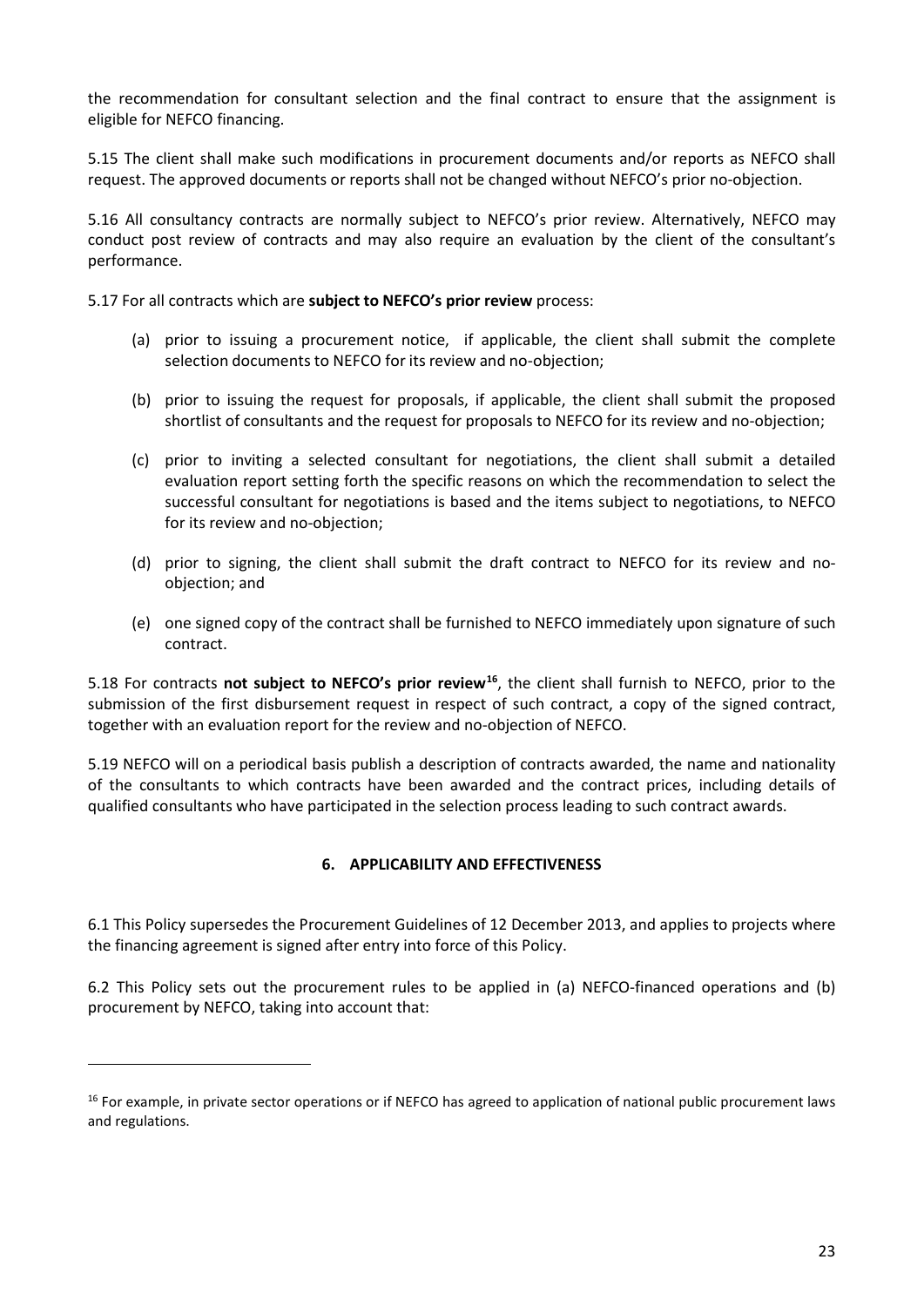the recommendation for consultant selection and the final contract to ensure that the assignment is eligible for NEFCO financing.

5.15 The client shall make such modifications in procurement documents and/or reports as NEFCO shall request. The approved documents or reports shall not be changed without NEFCO's prior no-objection.

5.16 All consultancy contracts are normally subject to NEFCO's prior review. Alternatively, NEFCO may conduct post review of contracts and may also require an evaluation by the client of the consultant's performance.

5.17 For all contracts which are **subject to NEFCO's prior review** process:

(a) prior to issuing a procurement notice, if applicable, the client shall submit the complete selection documents to NEFCO for its review and no-objection;

(b) prior to issuing the request for proposals, if applicable, the client shall submit the proposed shortlist of consultants and the request for proposals to NEFCO for its review and no-objection;

(c) prior to inviting a selected consultant for negotiations, the client shall submit a detailed evaluation report setting forth the specific reasons on which the recommendation to select the successful consultant for negotiations is based and the items subject to negotiations, to NEFCO for its review and no-objection;

(d) prior to signing, the client shall submit the draft contract to NEFCO for its review and no-objection; and

(e) one signed copy of the contract shall be furnished to NEFCO immediately upon signature of such contract.

5.18 For contracts **not subject to NEFCO's prior review**[16], the client shall furnish to NEFCO, prior to the submission of the first disbursement request in respect of such contract, a copy of the signed contract, together with an evaluation report for the review and no-objection of NEFCO.

5.19 NEFCO will on a periodical basis publish a description of contracts awarded, the name and nationality of the consultants to which contracts have been awarded and the contract prices, including details of qualified consultants who have participated in the selection process leading to such contract awards.

## 6. APPLICABILITY AND EFFECTIVENESS

6.1 This Policy supersedes the Procurement Guidelines of 12 December 2013, and applies to projects where the financing agreement is signed after entry into force of this Policy.

6.2 This Policy sets out the procurement rules to be applied in (a) NEFCO-financed operations and (b) procurement by NEFCO, taking into account that:

---

[16] For example, in private sector operations or if NEFCO has agreed to application of national public procurement laws and regulations.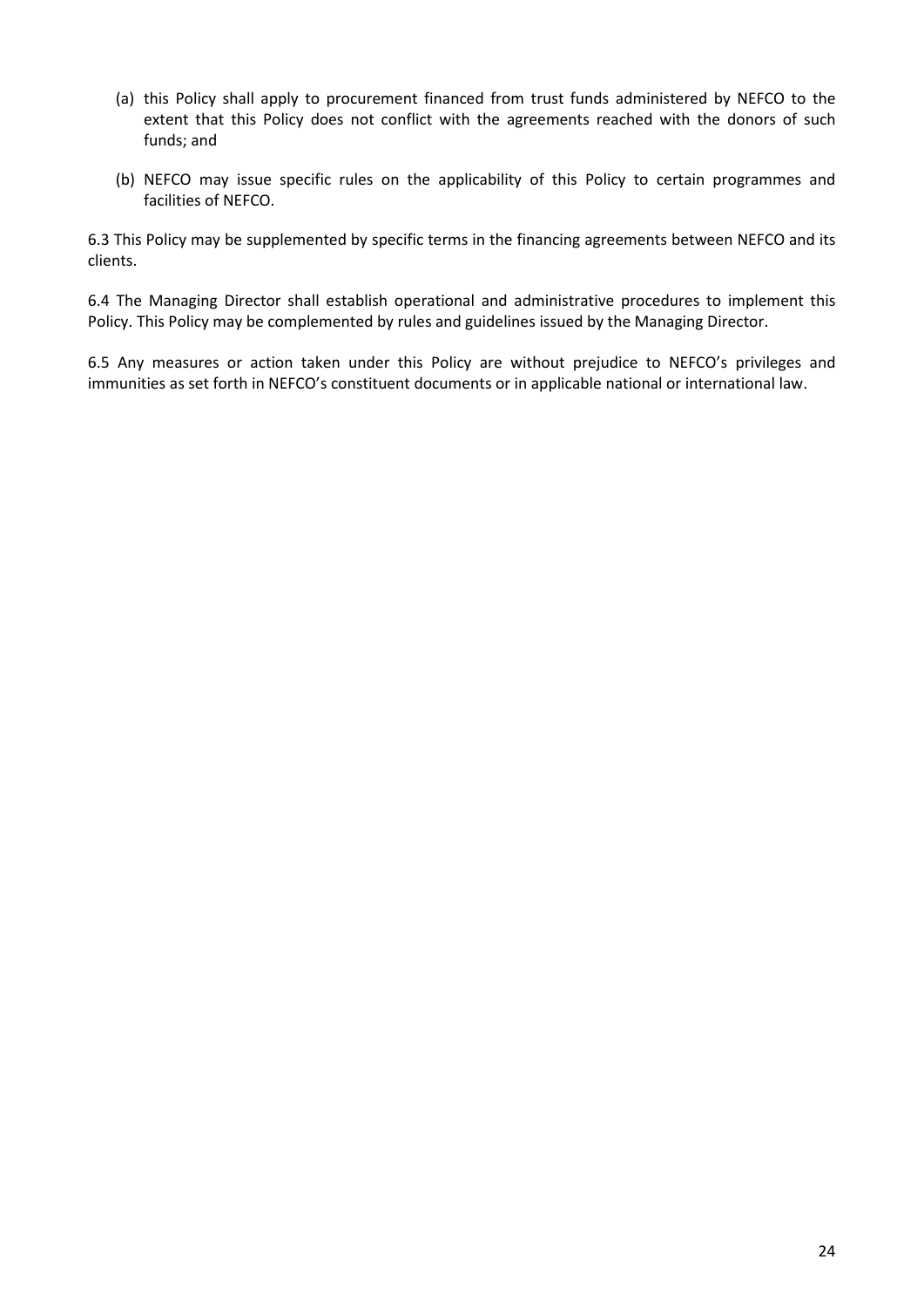(a) this Policy shall apply to procurement financed from trust funds administered by NEFCO to the extent that this Policy does not conflict with the agreements reached with the donors of such funds; and

(b) NEFCO may issue specific rules on the applicability of this Policy to certain programmes and facilities of NEFCO.

6.3 This Policy may be supplemented by specific terms in the financing agreements between NEFCO and its clients.

6.4 The Managing Director shall establish operational and administrative procedures to implement this Policy. This Policy may be complemented by rules and guidelines issued by the Managing Director.

6.5 Any measures or action taken under this Policy are without prejudice to NEFCO's privileges and immunities as set forth in NEFCO's constituent documents or in applicable national or international law.